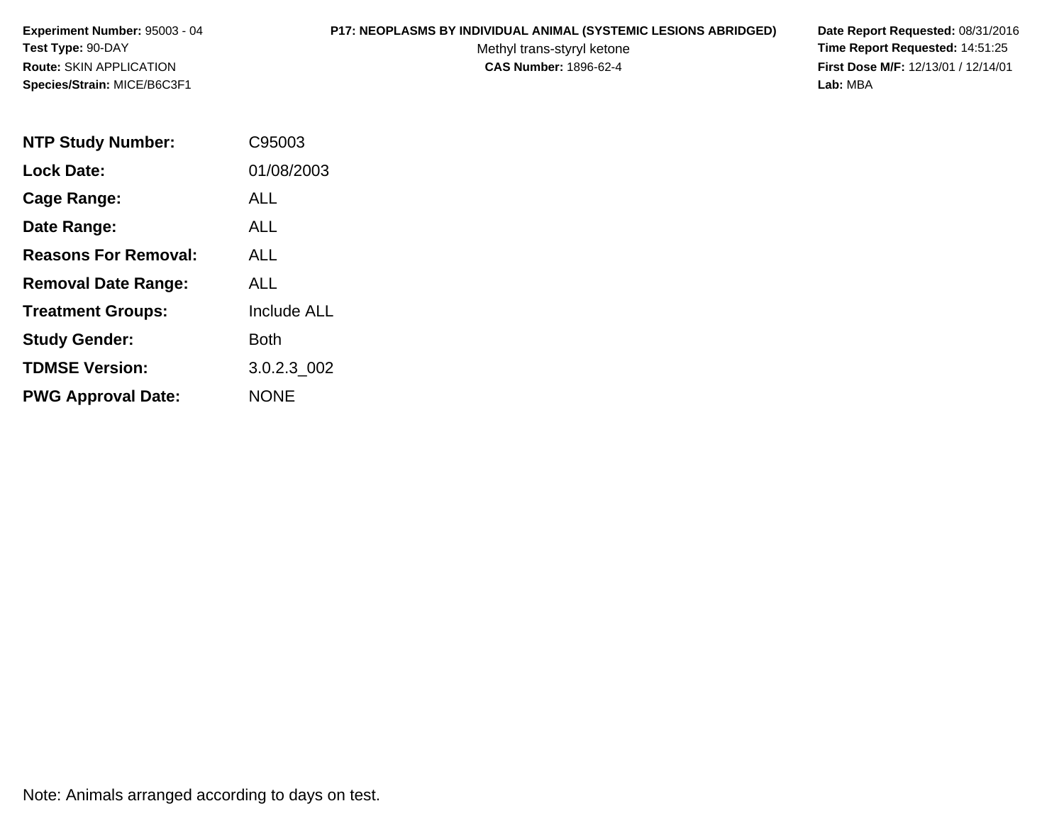**Experiment Number:** 95003 - 04
**Test Type:** 90-DAY
**Route:** SKIN APPLICATION
**Species/Strain:** MICE/B6C3F1

**P17: NEOPLASMS BY INDIVIDUAL ANIMAL (SYSTEMIC LESIONS ABRIDGED)**
Methyl trans-styryl ketone
**CAS Number:** 1896-62-4

**Date Report Requested:** 08/31/2016
**Time Report Requested:** 14:51:25
**First Dose M/F:** 12/13/01 / 12/14/01
**Lab:** MBA

| | |
|---|---|
| **NTP Study Number:** | C95003 |
| **Lock Date:** | 01/08/2003 |
| **Cage Range:** | ALL |
| **Date Range:** | ALL |
| **Reasons For Removal:** | ALL |
| **Removal Date Range:** | ALL |
| **Treatment Groups:** | Include ALL |
| **Study Gender:** | Both |
| **TDMSE Version:** | 3.0.2.3_002 |
| **PWG Approval Date:** | NONE |

Note: Animals arranged according to days on test.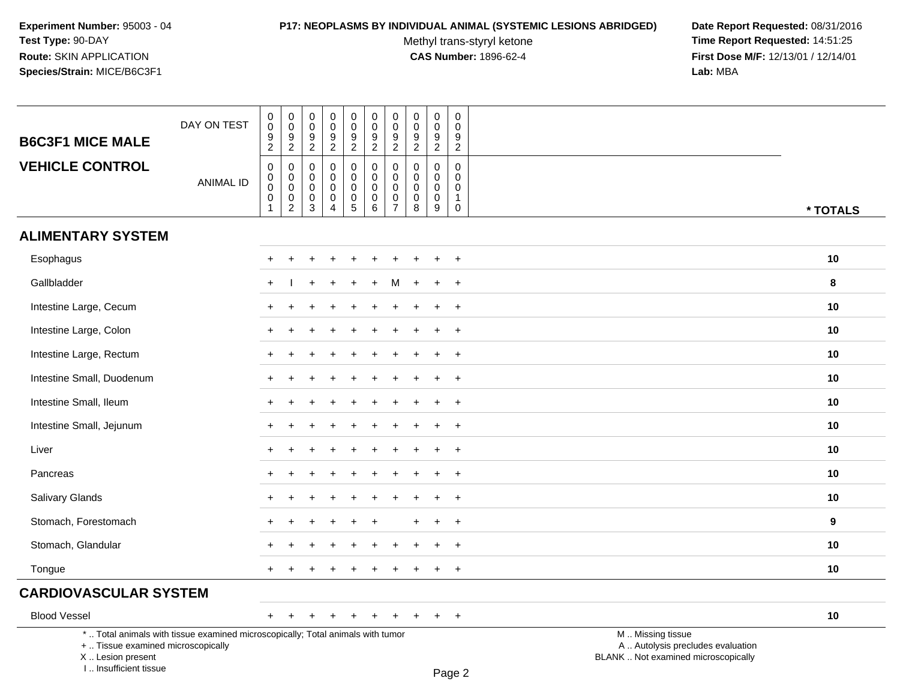**Experiment Number:** 95003 - 04
**Test Type:** 90-DAY
**Route:** SKIN APPLICATION
**Species/Strain:** MICE/B6C3F1

**P17: NEOPLASMS BY INDIVIDUAL ANIMAL (SYSTEMIC LESIONS ABRIDGED)**
Methyl trans-styryl ketone
**CAS Number:** 1896-62-4

**Date Report Requested:** 08/31/2016
**Time Report Requested:** 14:51:25
**First Dose M/F:** 12/13/01 / 12/14/01
**Lab:** MBA

| B6C3F1 MICE MALE / VEHICLE CONTROL | | | | | | | | | | | |
|---|---|---|---|---|---|---|---|---|---|---|---|
| DAY ON TEST | 0092 | 0092 | 0092 | 0092 | 0092 | 0092 | 0092 | 0092 | 0092 | 0092 | |
| ANIMAL ID | 00001 | 00002 | 00003 | 00004 | 00005 | 00006 | 00007 | 00008 | 00009 | 00010 | * TOTALS |
| **ALIMENTARY SYSTEM** | | | | | | | | | | | |
| Esophagus | + | + | + | + | + | + | + | + | + | + | 10 |
| Gallbladder | + | I | + | + | + | + | M | + | + | + | 8 |
| Intestine Large, Cecum | + | + | + | + | + | + | + | + | + | + | 10 |
| Intestine Large, Colon | + | + | + | + | + | + | + | + | + | + | 10 |
| Intestine Large, Rectum | + | + | + | + | + | + | + | + | + | + | 10 |
| Intestine Small, Duodenum | + | + | + | + | + | + | + | + | + | + | 10 |
| Intestine Small, Ileum | + | + | + | + | + | + | + | + | + | + | 10 |
| Intestine Small, Jejunum | + | + | + | + | + | + | + | + | + | + | 10 |
| Liver | + | + | + | + | + | + | + | + | + | + | 10 |
| Pancreas | + | + | + | + | + | + | + | + | + | + | 10 |
| Salivary Glands | + | + | + | + | + | + | + | + | + | + | 10 |
| Stomach, Forestomach | + | + | + | + | + | + | | + | + | + | 9 |
| Stomach, Glandular | + | + | + | + | + | + | + | + | + | + | 10 |
| Tongue | + | + | + | + | + | + | + | + | + | + | 10 |
| **CARDIOVASCULAR SYSTEM** | | | | | | | | | | | |
| Blood Vessel | + | + | + | + | + | + | + | + | + | + | 10 |

* .. Total animals with tissue examined microscopically; Total animals with tumor
+ .. Tissue examined microscopically
X .. Lesion present
I .. Insufficient tissue

M .. Missing tissue
A .. Autolysis precludes evaluation
BLANK .. Not examined microscopically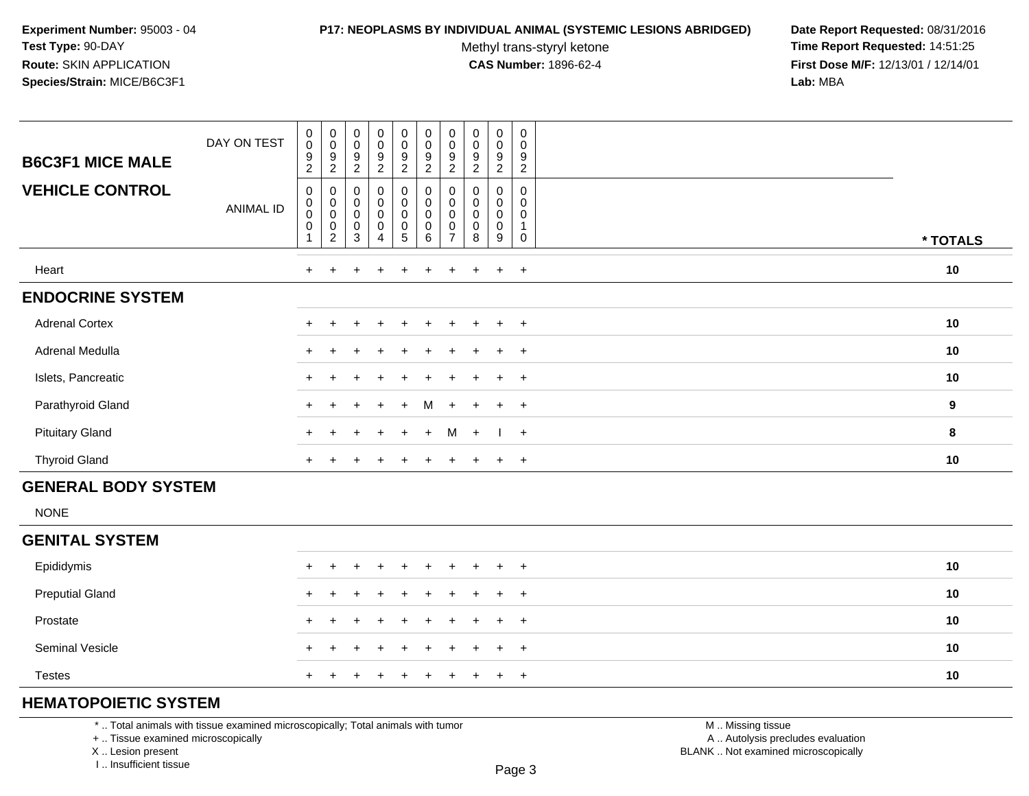**Experiment Number:** 95003 - 04
**Test Type:** 90-DAY
**Route:** SKIN APPLICATION
**Species/Strain:** MICE/B6C3F1

**P17: NEOPLASMS BY INDIVIDUAL ANIMAL (SYSTEMIC LESIONS ABRIDGED)**
Methyl trans-styryl ketone
**CAS Number:** 1896-62-4

**Date Report Requested:** 08/31/2016
**Time Report Requested:** 14:51:25
**First Dose M/F:** 12/13/01 / 12/14/01
**Lab:** MBA

| **B6C3F1 MICE MALE** DAY ON TEST | 0092 | 0092 | 0092 | 0092 | 0092 | 0092 | 0092 | 0092 | 0092 | 0092 | |
|---|---|---|---|---|---|---|---|---|---|---|---|
| **VEHICLE CONTROL** ANIMAL ID | 00001 | 00002 | 00003 | 00004 | 00005 | 00006 | 00007 | 00008 | 00009 | 00010 | *** TOTALS** |
| Heart | + | + | + | + | + | + | + | + | + | + | **10** |
| **ENDOCRINE SYSTEM** | | | | | | | | | | | |
| Adrenal Cortex | + | + | + | + | + | + | + | + | + | + | **10** |
| Adrenal Medulla | + | + | + | + | + | + | + | + | + | + | **10** |
| Islets, Pancreatic | + | + | + | + | + | + | + | + | + | + | **10** |
| Parathyroid Gland | + | + | + | + | + | M | + | + | + | + | **9** |
| Pituitary Gland | + | + | + | + | + | + | M | + | I | + | **8** |
| Thyroid Gland | + | + | + | + | + | + | + | + | + | + | **10** |
| **GENERAL BODY SYSTEM** | | | | | | | | | | | |
| NONE | | | | | | | | | | | |
| **GENITAL SYSTEM** | | | | | | | | | | | |
| Epididymis | + | + | + | + | + | + | + | + | + | + | **10** |
| Preputial Gland | + | + | + | + | + | + | + | + | + | + | **10** |
| Prostate | + | + | + | + | + | + | + | + | + | + | **10** |
| Seminal Vesicle | + | + | + | + | + | + | + | + | + | + | **10** |
| Testes | + | + | + | + | + | + | + | + | + | + | **10** |
| **HEMATOPOIETIC SYSTEM** | | | | | | | | | | | |

* .. Total animals with tissue examined microscopically; Total animals with tumor
+ .. Tissue examined microscopically
X .. Lesion present
I .. Insufficient tissue

M .. Missing tissue
A .. Autolysis precludes evaluation
BLANK .. Not examined microscopically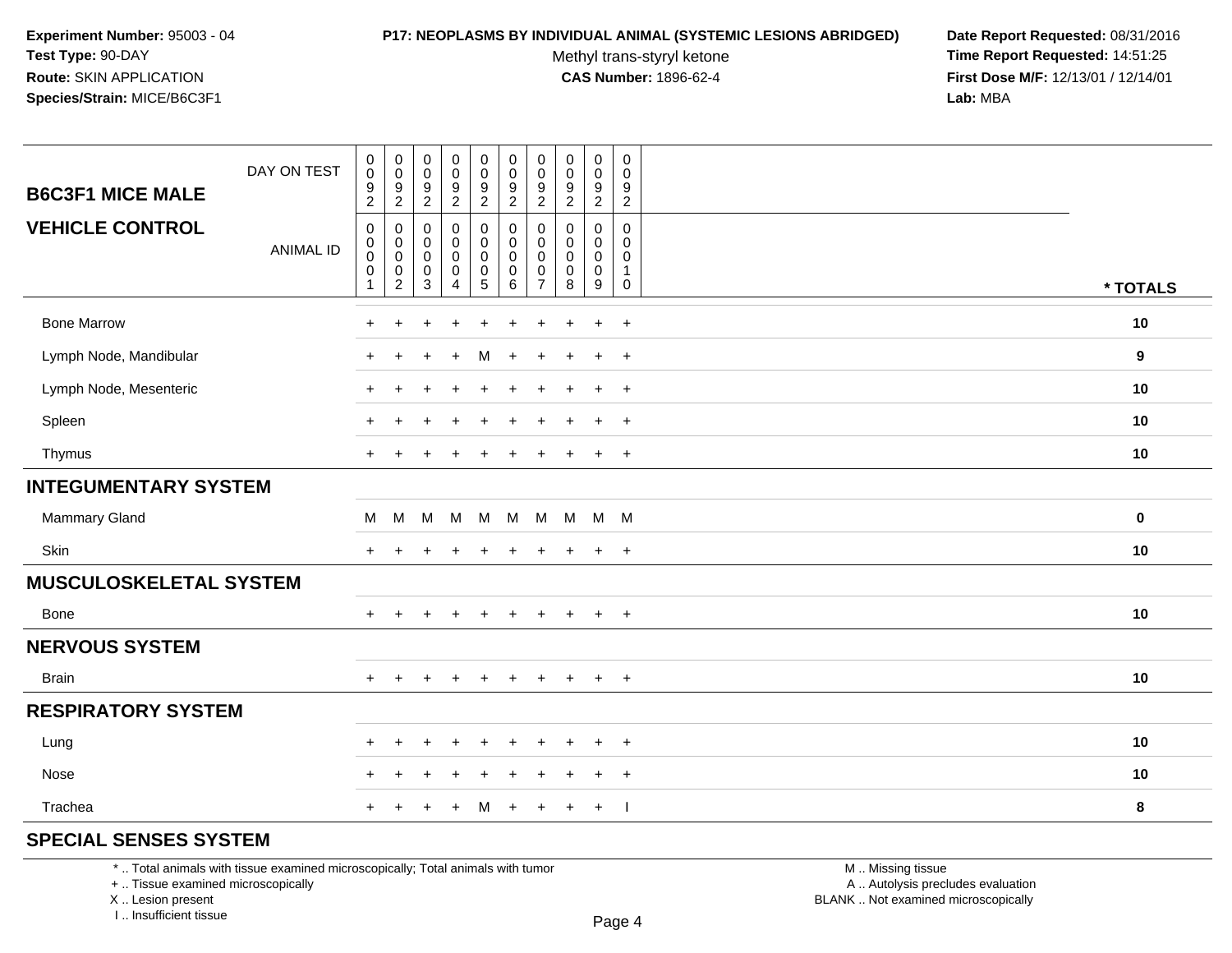**Experiment Number:** 95003 - 04
**Test Type:** 90-DAY
**Route:** SKIN APPLICATION
**Species/Strain:** MICE/B6C3F1

**P17: NEOPLASMS BY INDIVIDUAL ANIMAL (SYSTEMIC LESIONS ABRIDGED)**
Methyl trans-styryl ketone
**CAS Number:** 1896-62-4

**Date Report Requested:** 08/31/2016
**Time Report Requested:** 14:51:25
**First Dose M/F:** 12/13/01 / 12/14/01
**Lab:** MBA

| B6C3F1 MICE MALE / VEHICLE CONTROL | | | | | | | | | | | |
|---|---|---|---|---|---|---|---|---|---|---|---|
| DAY ON TEST | 0092 | 0092 | 0092 | 0092 | 0092 | 0092 | 0092 | 0092 | 0092 | 0092 | |
| ANIMAL ID | 00001 | 00002 | 00003 | 00004 | 00005 | 00006 | 00007 | 00008 | 00009 | 00010 | * TOTALS |
| Bone Marrow | + | + | + | + | + | + | + | + | + | + | 10 |
| Lymph Node, Mandibular | + | + | + | + | M | + | + | + | + | + | 9 |
| Lymph Node, Mesenteric | + | + | + | + | + | + | + | + | + | + | 10 |
| Spleen | + | + | + | + | + | + | + | + | + | + | 10 |
| Thymus | + | + | + | + | + | + | + | + | + | + | 10 |
| **INTEGUMENTARY SYSTEM** | | | | | | | | | | | |
| Mammary Gland | M | M | M | M | M | M | M | M | M | M | 0 |
| Skin | + | + | + | + | + | + | + | + | + | + | 10 |
| **MUSCULOSKELETAL SYSTEM** | | | | | | | | | | | |
| Bone | + | + | + | + | + | + | + | + | + | + | 10 |
| **NERVOUS SYSTEM** | | | | | | | | | | | |
| Brain | + | + | + | + | + | + | + | + | + | + | 10 |
| **RESPIRATORY SYSTEM** | | | | | | | | | | | |
| Lung | + | + | + | + | + | + | + | + | + | + | 10 |
| Nose | + | + | + | + | + | + | + | + | + | + | 10 |
| Trachea | + | + | + | + | M | + | + | + | + | I | 8 |
| **SPECIAL SENSES SYSTEM** | | | | | | | | | | | |

* .. Total animals with tissue examined microscopically; Total animals with tumor
+ .. Tissue examined microscopically
X .. Lesion present
I .. Insufficient tissue

M .. Missing tissue
A .. Autolysis precludes evaluation
BLANK .. Not examined microscopically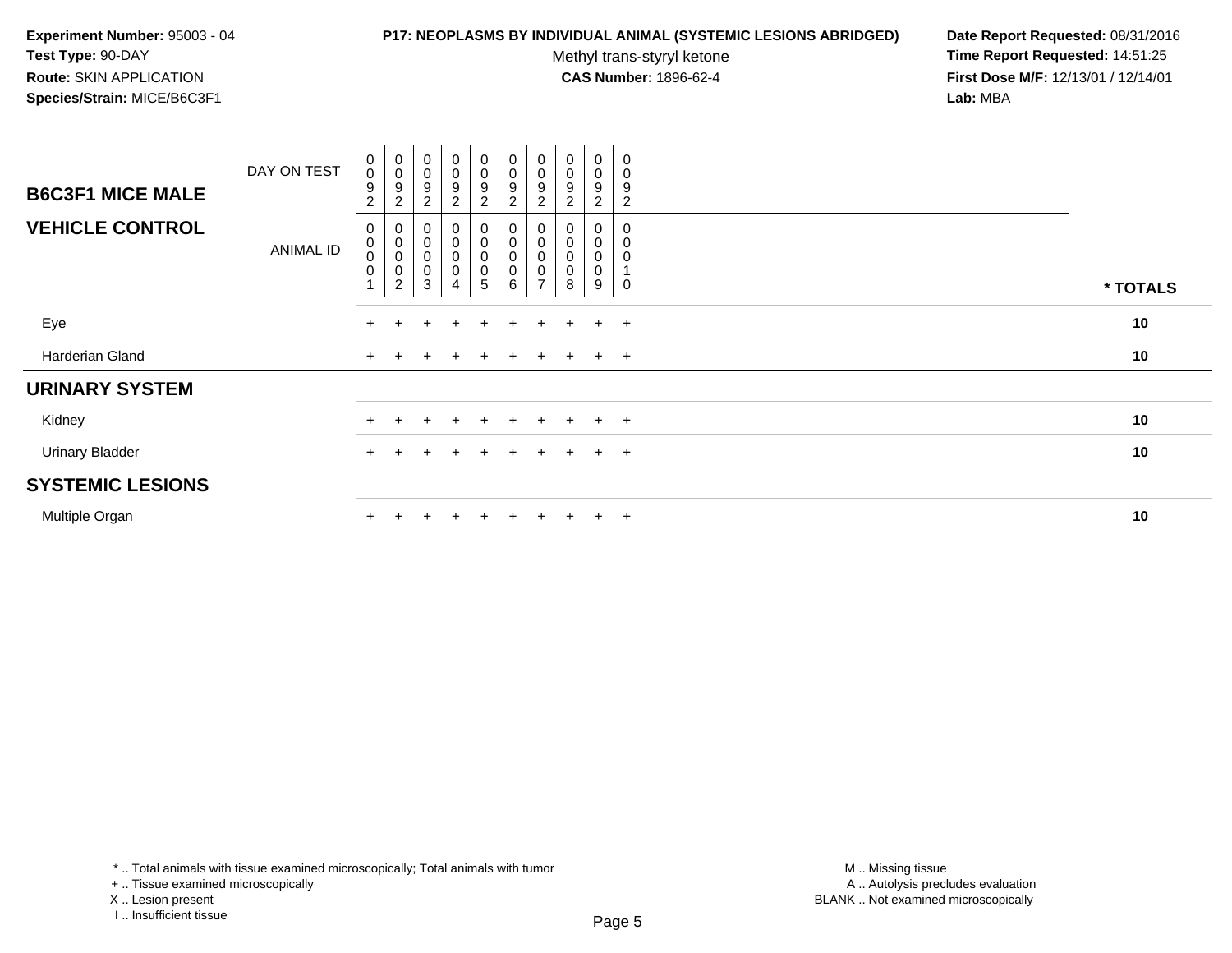**Experiment Number:** 95003 - 04
**Test Type:** 90-DAY
**Route:** SKIN APPLICATION
**Species/Strain:** MICE/B6C3F1

**P17: NEOPLASMS BY INDIVIDUAL ANIMAL (SYSTEMIC LESIONS ABRIDGED)**
Methyl trans-styryl ketone
**CAS Number:** 1896-62-4

**Date Report Requested:** 08/31/2016
**Time Report Requested:** 14:51:25
**First Dose M/F:** 12/13/01 / 12/14/01
**Lab:** MBA

| **B6C3F1 MICE MALE** DAY ON TEST | 0092 | 0092 | 0092 | 0092 | 0092 | 0092 | 0092 | 0092 | 0092 | 0092 | |
|---|---|---|---|---|---|---|---|---|---|---|---|
| **VEHICLE CONTROL** ANIMAL ID | 00001 | 00002 | 00003 | 00004 | 00005 | 00006 | 00007 | 00008 | 00009 | 00010 | *** TOTALS** |
| Eye | + | + | + | + | + | + | + | + | + | + | **10** |
| Harderian Gland | + | + | + | + | + | + | + | + | + | + | **10** |
| **URINARY SYSTEM** | | | | | | | | | | | |
| Kidney | + | + | + | + | + | + | + | + | + | + | **10** |
| Urinary Bladder | + | + | + | + | + | + | + | + | + | + | **10** |
| **SYSTEMIC LESIONS** | | | | | | | | | | | |
| Multiple Organ | + | + | + | + | + | + | + | + | + | + | **10** |

* .. Total animals with tissue examined microscopically; Total animals with tumor
+ .. Tissue examined microscopically
X .. Lesion present
I .. Insufficient tissue

M .. Missing tissue
A .. Autolysis precludes evaluation
BLANK .. Not examined microscopically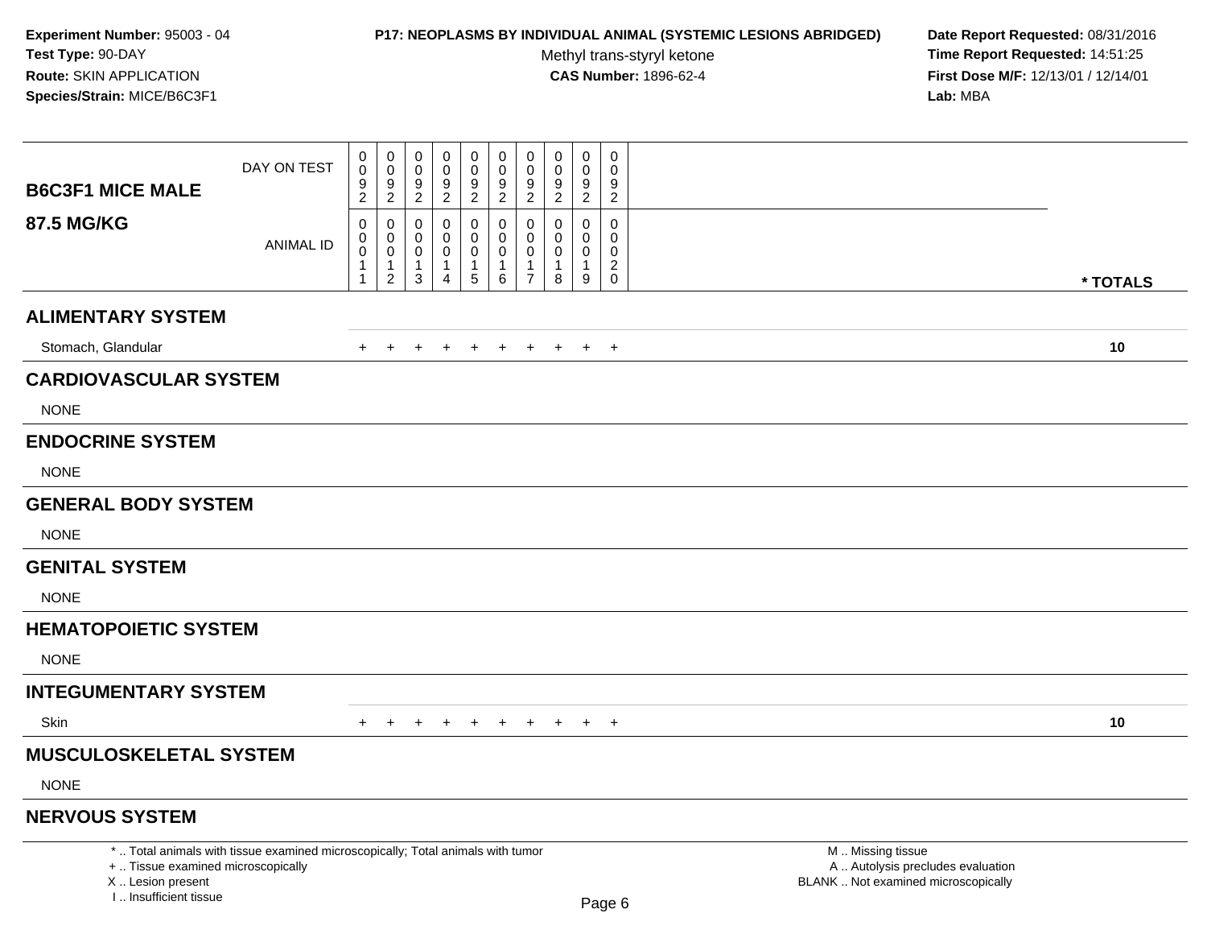**Experiment Number:** 95003 - 04
**Test Type:** 90-DAY
**Route:** SKIN APPLICATION
**Species/Strain:** MICE/B6C3F1

**P17: NEOPLASMS BY INDIVIDUAL ANIMAL (SYSTEMIC LESIONS ABRIDGED)**
Methyl trans-styryl ketone
**CAS Number:** 1896-62-4

**Date Report Requested:** 08/31/2016
**Time Report Requested:** 14:51:25
**First Dose M/F:** 12/13/01 / 12/14/01
**Lab:** MBA

| **B6C3F1 MICE MALE** DAY ON TEST | 0092 | 0092 | 0092 | 0092 | 0092 | 0092 | 0092 | 0092 | 0092 | 0092 | |
|---|---|---|---|---|---|---|---|---|---|---|---|
| **87.5 MG/KG** ANIMAL ID | 00011 | 00012 | 00013 | 00014 | 00015 | 00016 | 00017 | 00018 | 00019 | 00020 | *** TOTALS** |
| **ALIMENTARY SYSTEM** | | | | | | | | | | | |
| Stomach, Glandular | + | + | + | + | + | + | + | + | + | + | **10** |
| **CARDIOVASCULAR SYSTEM** | | | | | | | | | | | |
| NONE | | | | | | | | | | | |
| **ENDOCRINE SYSTEM** | | | | | | | | | | | |
| NONE | | | | | | | | | | | |
| **GENERAL BODY SYSTEM** | | | | | | | | | | | |
| NONE | | | | | | | | | | | |
| **GENITAL SYSTEM** | | | | | | | | | | | |
| NONE | | | | | | | | | | | |
| **HEMATOPOIETIC SYSTEM** | | | | | | | | | | | |
| NONE | | | | | | | | | | | |
| **INTEGUMENTARY SYSTEM** | | | | | | | | | | | |
| Skin | + | + | + | + | + | + | + | + | + | + | **10** |
| **MUSCULOSKELETAL SYSTEM** | | | | | | | | | | | |
| NONE | | | | | | | | | | | |
| **NERVOUS SYSTEM** | | | | | | | | | | | |

* .. Total animals with tissue examined microscopically; Total animals with tumor
+ .. Tissue examined microscopically
X .. Lesion present
I .. Insufficient tissue

M .. Missing tissue
A .. Autolysis precludes evaluation
BLANK .. Not examined microscopically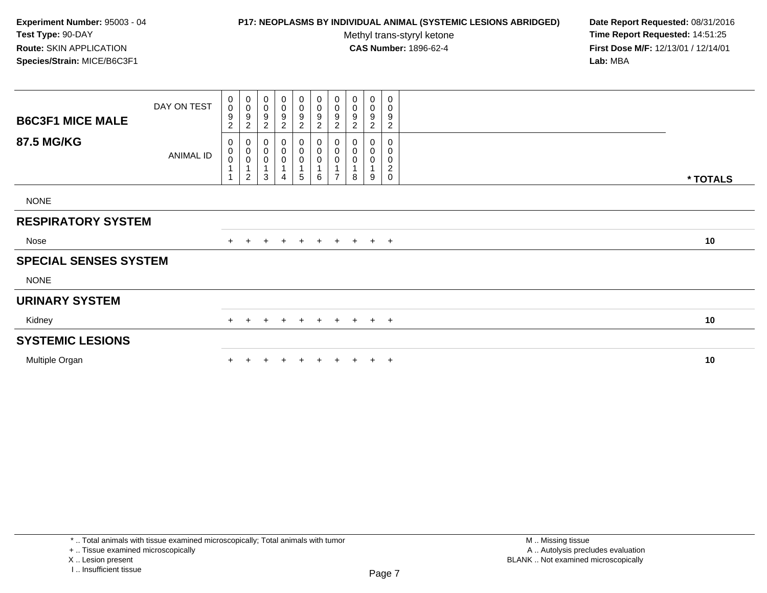**Experiment Number:** 95003 - 04
**Test Type:** 90-DAY
**Route:** SKIN APPLICATION
**Species/Strain:** MICE/B6C3F1

**P17: NEOPLASMS BY INDIVIDUAL ANIMAL (SYSTEMIC LESIONS ABRIDGED)**
Methyl trans-styryl ketone
**CAS Number:** 1896-62-4

**Date Report Requested:** 08/31/2016
**Time Report Requested:** 14:51:25
**First Dose M/F:** 12/13/01 / 12/14/01
**Lab:** MBA

| B6C3F1 MICE MALE 87.5 MG/KG | | | | | | | | | | | |
|---|---|---|---|---|---|---|---|---|---|---|---|
| DAY ON TEST | 0092 | 0092 | 0092 | 0092 | 0092 | 0092 | 0092 | 0092 | 0092 | 0092 | |
| ANIMAL ID | 00011 | 00012 | 00013 | 00014 | 00015 | 00016 | 00017 | 00018 | 00019 | 00020 | * TOTALS |
| NONE | | | | | | | | | | | |
| **RESPIRATORY SYSTEM** | | | | | | | | | | | |
| Nose | + | + | + | + | + | + | + | + | + | + | 10 |
| **SPECIAL SENSES SYSTEM** | | | | | | | | | | | |
| NONE | | | | | | | | | | | |
| **URINARY SYSTEM** | | | | | | | | | | | |
| Kidney | + | + | + | + | + | + | + | + | + | + | 10 |
| **SYSTEMIC LESIONS** | | | | | | | | | | | |
| Multiple Organ | + | + | + | + | + | + | + | + | + | + | 10 |

* .. Total animals with tissue examined microscopically; Total animals with tumor
+ .. Tissue examined microscopically
X .. Lesion present
I .. Insufficient tissue

M .. Missing tissue
A .. Autolysis precludes evaluation
BLANK .. Not examined microscopically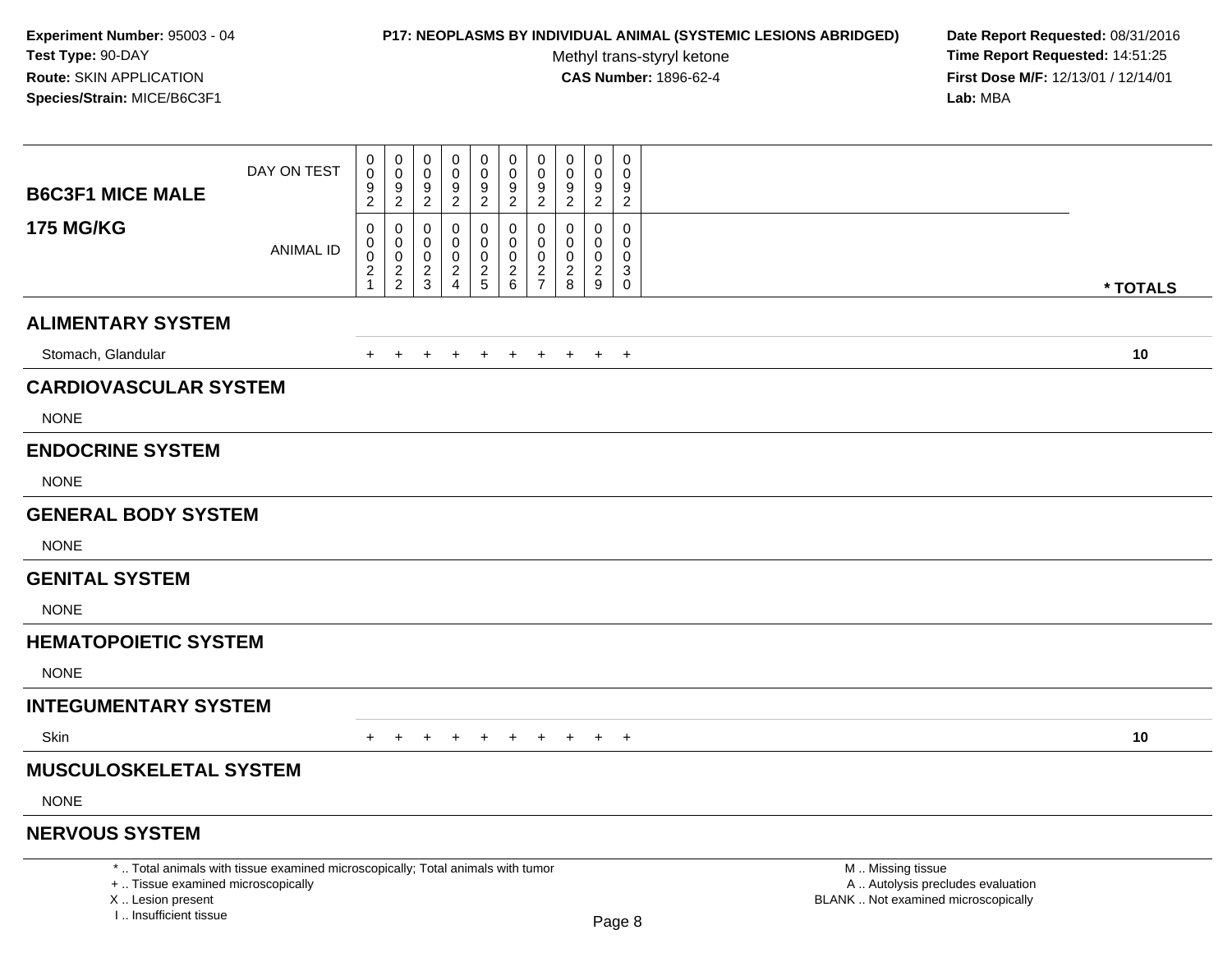**Experiment Number:** 95003 - 04
**Test Type:** 90-DAY
**Route:** SKIN APPLICATION
**Species/Strain:** MICE/B6C3F1

**P17: NEOPLASMS BY INDIVIDUAL ANIMAL (SYSTEMIC LESIONS ABRIDGED)**
Methyl trans-styryl ketone
**CAS Number:** 1896-62-4

**Date Report Requested:** 08/31/2016
**Time Report Requested:** 14:51:25
**First Dose M/F:** 12/13/01 / 12/14/01
**Lab:** MBA

| B6C3F1 MICE MALE 175 MG/KG | | | | | | | | | | | |
|---|---|---|---|---|---|---|---|---|---|---|---|
| DAY ON TEST | 0092 | 0092 | 0092 | 0092 | 0092 | 0092 | 0092 | 0092 | 0092 | 0092 | |
| ANIMAL ID | 00021 | 00022 | 00023 | 00024 | 00025 | 00026 | 00027 | 00028 | 00029 | 00030 | * TOTALS |
| **ALIMENTARY SYSTEM** | | | | | | | | | | | |
| Stomach, Glandular | + | + | + | + | + | + | + | + | + | + | 10 |
| **CARDIOVASCULAR SYSTEM** | | | | | | | | | | | |
| NONE | | | | | | | | | | | |
| **ENDOCRINE SYSTEM** | | | | | | | | | | | |
| NONE | | | | | | | | | | | |
| **GENERAL BODY SYSTEM** | | | | | | | | | | | |
| NONE | | | | | | | | | | | |
| **GENITAL SYSTEM** | | | | | | | | | | | |
| NONE | | | | | | | | | | | |
| **HEMATOPOIETIC SYSTEM** | | | | | | | | | | | |
| NONE | | | | | | | | | | | |
| **INTEGUMENTARY SYSTEM** | | | | | | | | | | | |
| Skin | + | + | + | + | + | + | + | + | + | + | 10 |
| **MUSCULOSKELETAL SYSTEM** | | | | | | | | | | | |
| NONE | | | | | | | | | | | |
| **NERVOUS SYSTEM** | | | | | | | | | | | |

* .. Total animals with tissue examined microscopically; Total animals with tumor
+ .. Tissue examined microscopically
X .. Lesion present
I .. Insufficient tissue

M .. Missing tissue
A .. Autolysis precludes evaluation
BLANK .. Not examined microscopically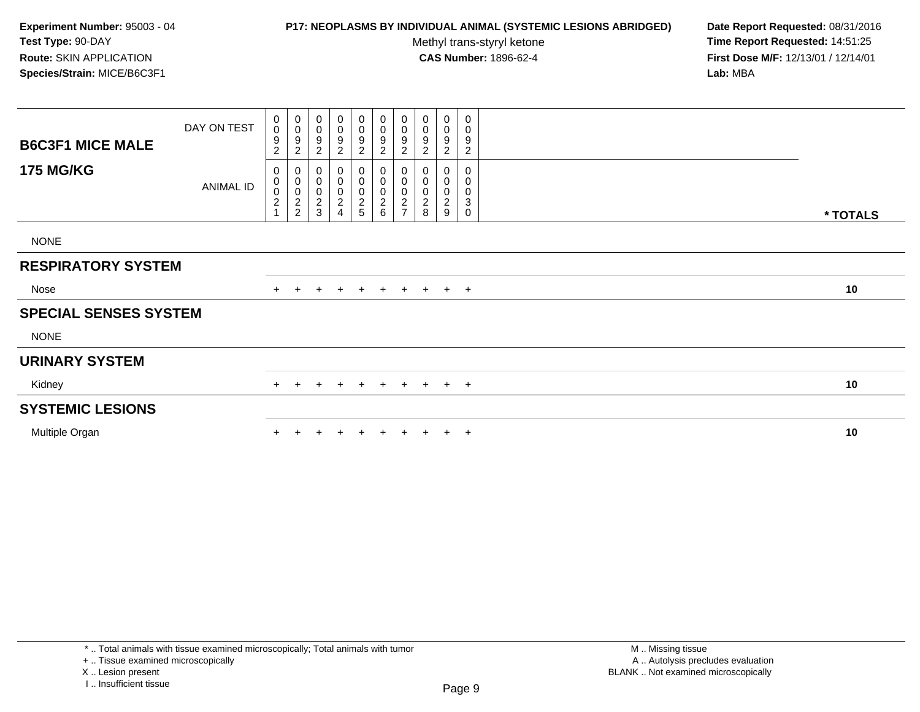**Experiment Number:** 95003 - 04
**Test Type:** 90-DAY
**Route:** SKIN APPLICATION
**Species/Strain:** MICE/B6C3F1

**P17: NEOPLASMS BY INDIVIDUAL ANIMAL (SYSTEMIC LESIONS ABRIDGED)**
Methyl trans-styryl ketone
**CAS Number:** 1896-62-4

**Date Report Requested:** 08/31/2016
**Time Report Requested:** 14:51:25
**First Dose M/F:** 12/13/01 / 12/14/01
**Lab:** MBA

| B6C3F1 MICE MALE 175 MG/KG | | | | | | | | | | | |
|---|---|---|---|---|---|---|---|---|---|---|---|
| DAY ON TEST | 0092 | 0092 | 0092 | 0092 | 0092 | 0092 | 0092 | 0092 | 0092 | 0092 | |
| ANIMAL ID | 00021 | 00022 | 00023 | 00024 | 00025 | 00026 | 00027 | 00028 | 00029 | 00030 | * TOTALS |
| NONE | | | | | | | | | | | |
| **RESPIRATORY SYSTEM** | | | | | | | | | | | |
| Nose | + | + | + | + | + | + | + | + | + | + | 10 |
| **SPECIAL SENSES SYSTEM** | | | | | | | | | | | |
| NONE | | | | | | | | | | | |
| **URINARY SYSTEM** | | | | | | | | | | | |
| Kidney | + | + | + | + | + | + | + | + | + | + | 10 |
| **SYSTEMIC LESIONS** | | | | | | | | | | | |
| Multiple Organ | + | + | + | + | + | + | + | + | + | + | 10 |

* .. Total animals with tissue examined microscopically; Total animals with tumor
+ .. Tissue examined microscopically
X .. Lesion present
I .. Insufficient tissue

M .. Missing tissue
A .. Autolysis precludes evaluation
BLANK .. Not examined microscopically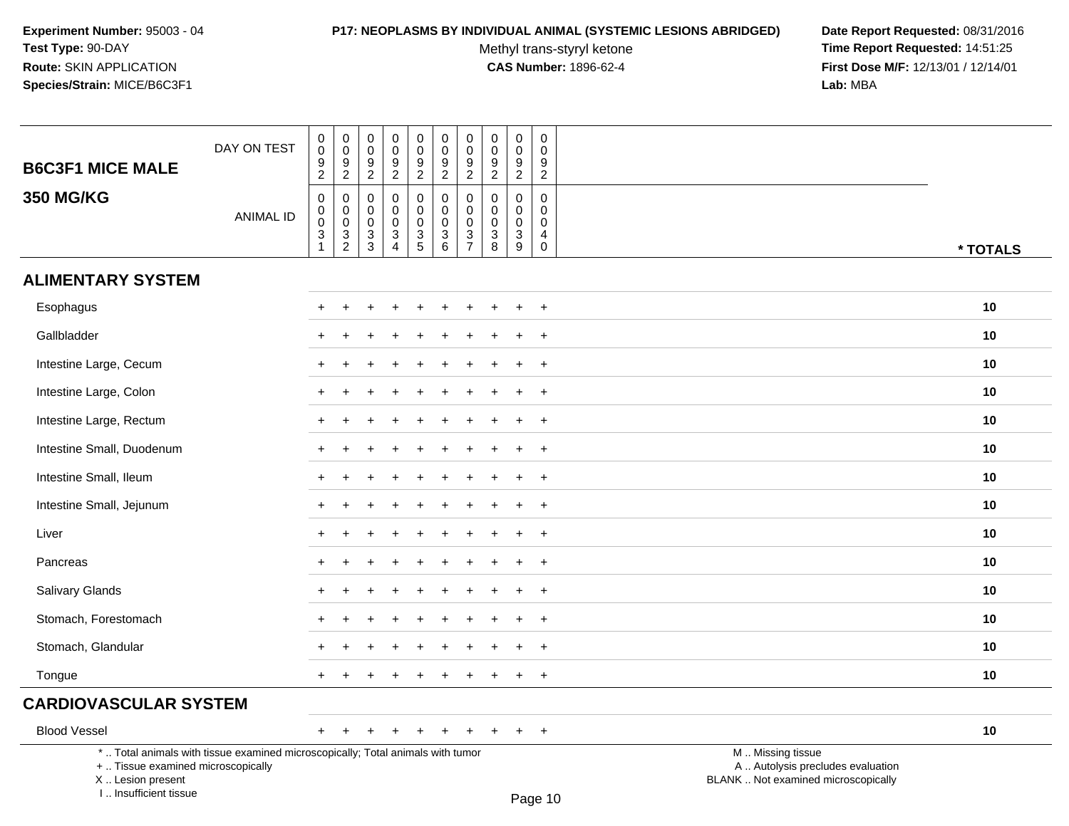**Experiment Number:** 95003 - 04
**Test Type:** 90-DAY
**Route:** SKIN APPLICATION
**Species/Strain:** MICE/B6C3F1

**P17: NEOPLASMS BY INDIVIDUAL ANIMAL (SYSTEMIC LESIONS ABRIDGED)**
Methyl trans-styryl ketone
**CAS Number:** 1896-62-4

**Date Report Requested:** 08/31/2016
**Time Report Requested:** 14:51:25
**First Dose M/F:** 12/13/01 / 12/14/01
**Lab:** MBA

| **B6C3F1 MICE MALE** DAY ON TEST | 0092 | 0092 | 0092 | 0092 | 0092 | 0092 | 0092 | 0092 | 0092 | 0092 | |
|---|---|---|---|---|---|---|---|---|---|---|---|
| **350 MG/KG** ANIMAL ID | 00031 | 00032 | 00033 | 00034 | 00035 | 00036 | 00037 | 00038 | 00039 | 00040 | *** TOTALS** |
| **ALIMENTARY SYSTEM** | | | | | | | | | | | |
| Esophagus | + | + | + | + | + | + | + | + | + | + | **10** |
| Gallbladder | + | + | + | + | + | + | + | + | + | + | **10** |
| Intestine Large, Cecum | + | + | + | + | + | + | + | + | + | + | **10** |
| Intestine Large, Colon | + | + | + | + | + | + | + | + | + | + | **10** |
| Intestine Large, Rectum | + | + | + | + | + | + | + | + | + | + | **10** |
| Intestine Small, Duodenum | + | + | + | + | + | + | + | + | + | + | **10** |
| Intestine Small, Ileum | + | + | + | + | + | + | + | + | + | + | **10** |
| Intestine Small, Jejunum | + | + | + | + | + | + | + | + | + | + | **10** |
| Liver | + | + | + | + | + | + | + | + | + | + | **10** |
| Pancreas | + | + | + | + | + | + | + | + | + | + | **10** |
| Salivary Glands | + | + | + | + | + | + | + | + | + | + | **10** |
| Stomach, Forestomach | + | + | + | + | + | + | + | + | + | + | **10** |
| Stomach, Glandular | + | + | + | + | + | + | + | + | + | + | **10** |
| Tongue | + | + | + | + | + | + | + | + | + | + | **10** |
| **CARDIOVASCULAR SYSTEM** | | | | | | | | | | | |
| Blood Vessel | + | + | + | + | + | + | + | + | + | + | **10** |

\* .. Total animals with tissue examined microscopically; Total animals with tumor
\+ .. Tissue examined microscopically
X .. Lesion present
I .. Insufficient tissue

M .. Missing tissue
A .. Autolysis precludes evaluation
BLANK .. Not examined microscopically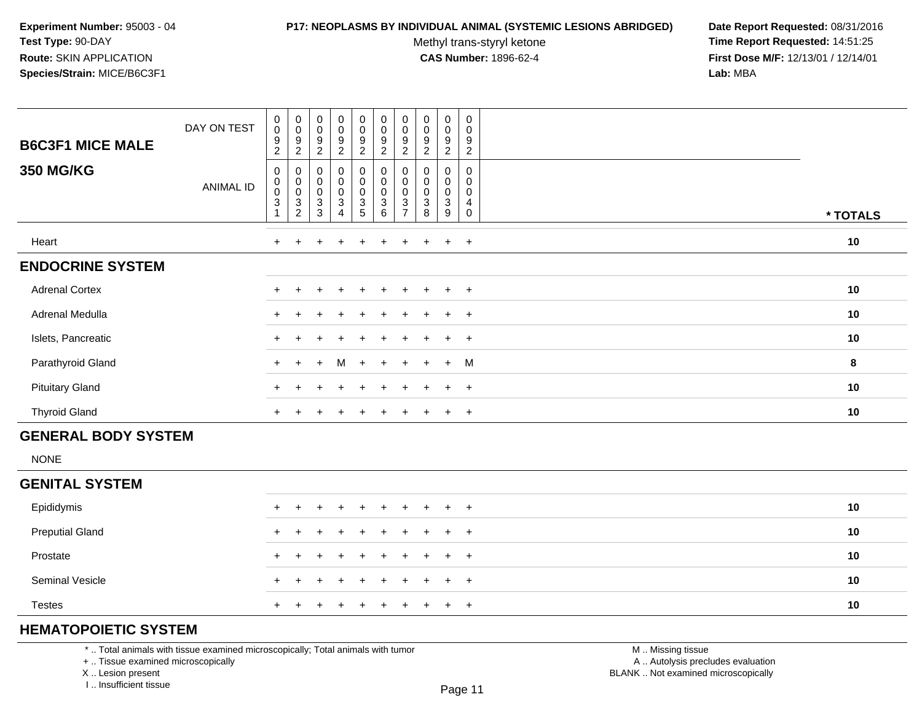**Experiment Number:** 95003 - 04
**Test Type:** 90-DAY
**Route:** SKIN APPLICATION
**Species/Strain:** MICE/B6C3F1

**P17: NEOPLASMS BY INDIVIDUAL ANIMAL (SYSTEMIC LESIONS ABRIDGED)**
Methyl trans-styryl ketone
**CAS Number:** 1896-62-4

**Date Report Requested:** 08/31/2016
**Time Report Requested:** 14:51:25
**First Dose M/F:** 12/13/01 / 12/14/01
**Lab:** MBA

| B6C3F1 MICE MALE 350 MG/KG | | | | | | | | | | | |
|---|---|---|---|---|---|---|---|---|---|---|---|
| DAY ON TEST | 0092 | 0092 | 0092 | 0092 | 0092 | 0092 | 0092 | 0092 | 0092 | 0092 | |
| ANIMAL ID | 00031 | 00032 | 00033 | 00034 | 00035 | 00036 | 00037 | 00038 | 00039 | 00040 | * TOTALS |
| Heart | + | + | + | + | + | + | + | + | + | + | 10 |
| **ENDOCRINE SYSTEM** | | | | | | | | | | | |
| Adrenal Cortex | + | + | + | + | + | + | + | + | + | + | 10 |
| Adrenal Medulla | + | + | + | + | + | + | + | + | + | + | 10 |
| Islets, Pancreatic | + | + | + | + | + | + | + | + | + | + | 10 |
| Parathyroid Gland | + | + | + | M | + | + | + | + | + | M | 8 |
| Pituitary Gland | + | + | + | + | + | + | + | + | + | + | 10 |
| Thyroid Gland | + | + | + | + | + | + | + | + | + | + | 10 |
| **GENERAL BODY SYSTEM** | | | | | | | | | | | |
| NONE | | | | | | | | | | | |
| **GENITAL SYSTEM** | | | | | | | | | | | |
| Epididymis | + | + | + | + | + | + | + | + | + | + | 10 |
| Preputial Gland | + | + | + | + | + | + | + | + | + | + | 10 |
| Prostate | + | + | + | + | + | + | + | + | + | + | 10 |
| Seminal Vesicle | + | + | + | + | + | + | + | + | + | + | 10 |
| Testes | + | + | + | + | + | + | + | + | + | + | 10 |
| **HEMATOPOIETIC SYSTEM** | | | | | | | | | | | |

* .. Total animals with tissue examined microscopically; Total animals with tumor
+ .. Tissue examined microscopically
X .. Lesion present
I .. Insufficient tissue

M .. Missing tissue
A .. Autolysis precludes evaluation
BLANK .. Not examined microscopically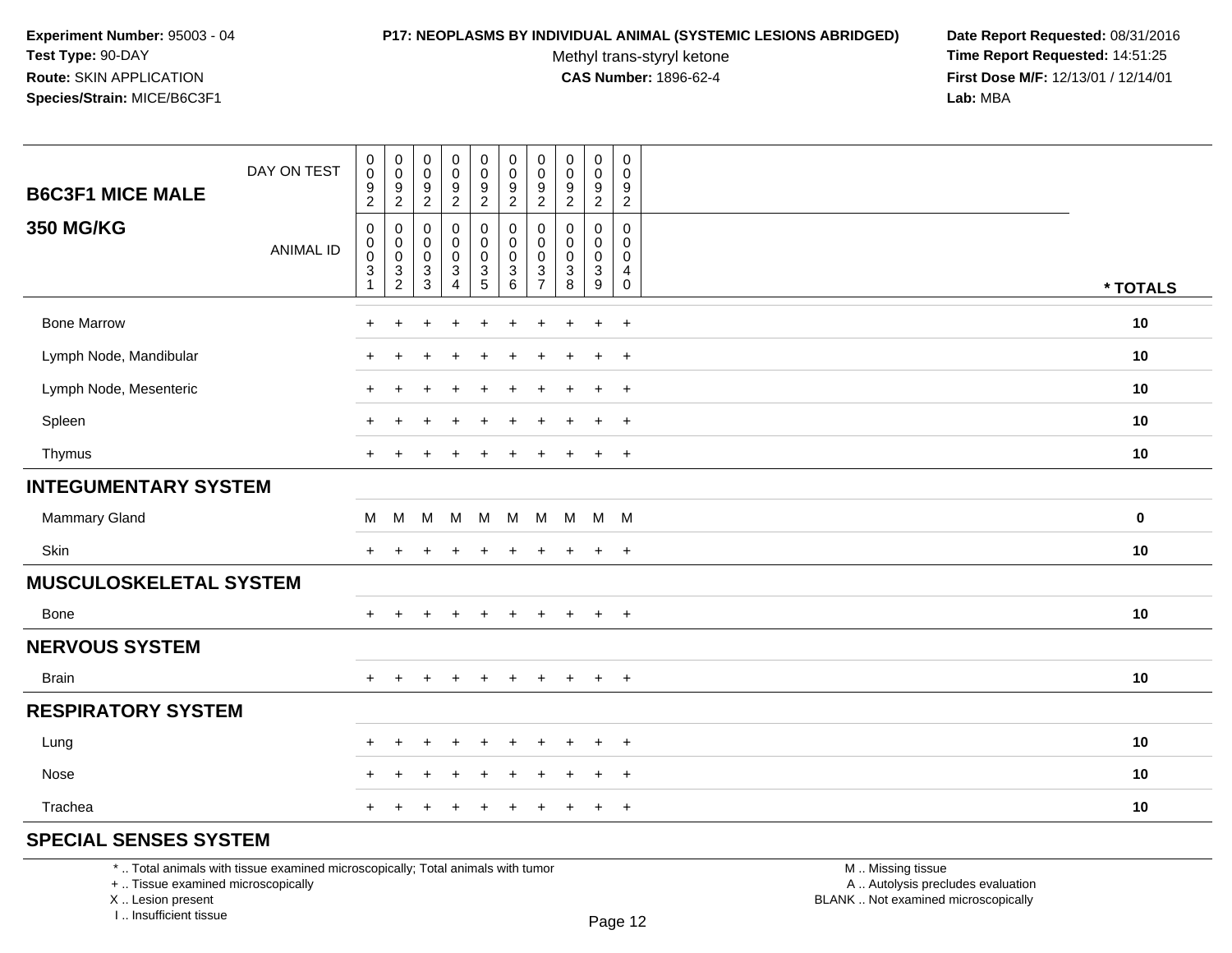**Experiment Number:** 95003 - 04
**Test Type:** 90-DAY
**Route:** SKIN APPLICATION
**Species/Strain:** MICE/B6C3F1

**P17: NEOPLASMS BY INDIVIDUAL ANIMAL (SYSTEMIC LESIONS ABRIDGED)**
Methyl trans-styryl ketone
**CAS Number:** 1896-62-4

**Date Report Requested:** 08/31/2016
**Time Report Requested:** 14:51:25
**First Dose M/F:** 12/13/01 / 12/14/01
**Lab:** MBA

| B6C3F1 MICE MALE 350 MG/KG | | | | | | | | | | | |
|---|---|---|---|---|---|---|---|---|---|---|---|
| DAY ON TEST | 0092 | 0092 | 0092 | 0092 | 0092 | 0092 | 0092 | 0092 | 0092 | 0092 | |
| ANIMAL ID | 00031 | 00032 | 00033 | 00034 | 00035 | 00036 | 00037 | 00038 | 00039 | 00040 | * TOTALS |
| Bone Marrow | + | + | + | + | + | + | + | + | + | + | 10 |
| Lymph Node, Mandibular | + | + | + | + | + | + | + | + | + | + | 10 |
| Lymph Node, Mesenteric | + | + | + | + | + | + | + | + | + | + | 10 |
| Spleen | + | + | + | + | + | + | + | + | + | + | 10 |
| Thymus | + | + | + | + | + | + | + | + | + | + | 10 |
| **INTEGUMENTARY SYSTEM** | | | | | | | | | | | |
| Mammary Gland | M | M | M | M | M | M | M | M | M | M | 0 |
| Skin | + | + | + | + | + | + | + | + | + | + | 10 |
| **MUSCULOSKELETAL SYSTEM** | | | | | | | | | | | |
| Bone | + | + | + | + | + | + | + | + | + | + | 10 |
| **NERVOUS SYSTEM** | | | | | | | | | | | |
| Brain | + | + | + | + | + | + | + | + | + | + | 10 |
| **RESPIRATORY SYSTEM** | | | | | | | | | | | |
| Lung | + | + | + | + | + | + | + | + | + | + | 10 |
| Nose | + | + | + | + | + | + | + | + | + | + | 10 |
| Trachea | + | + | + | + | + | + | + | + | + | + | 10 |
| **SPECIAL SENSES SYSTEM** | | | | | | | | | | | |

* .. Total animals with tissue examined microscopically; Total animals with tumor
+ .. Tissue examined microscopically
X .. Lesion present
I .. Insufficient tissue

M .. Missing tissue
A .. Autolysis precludes evaluation
BLANK .. Not examined microscopically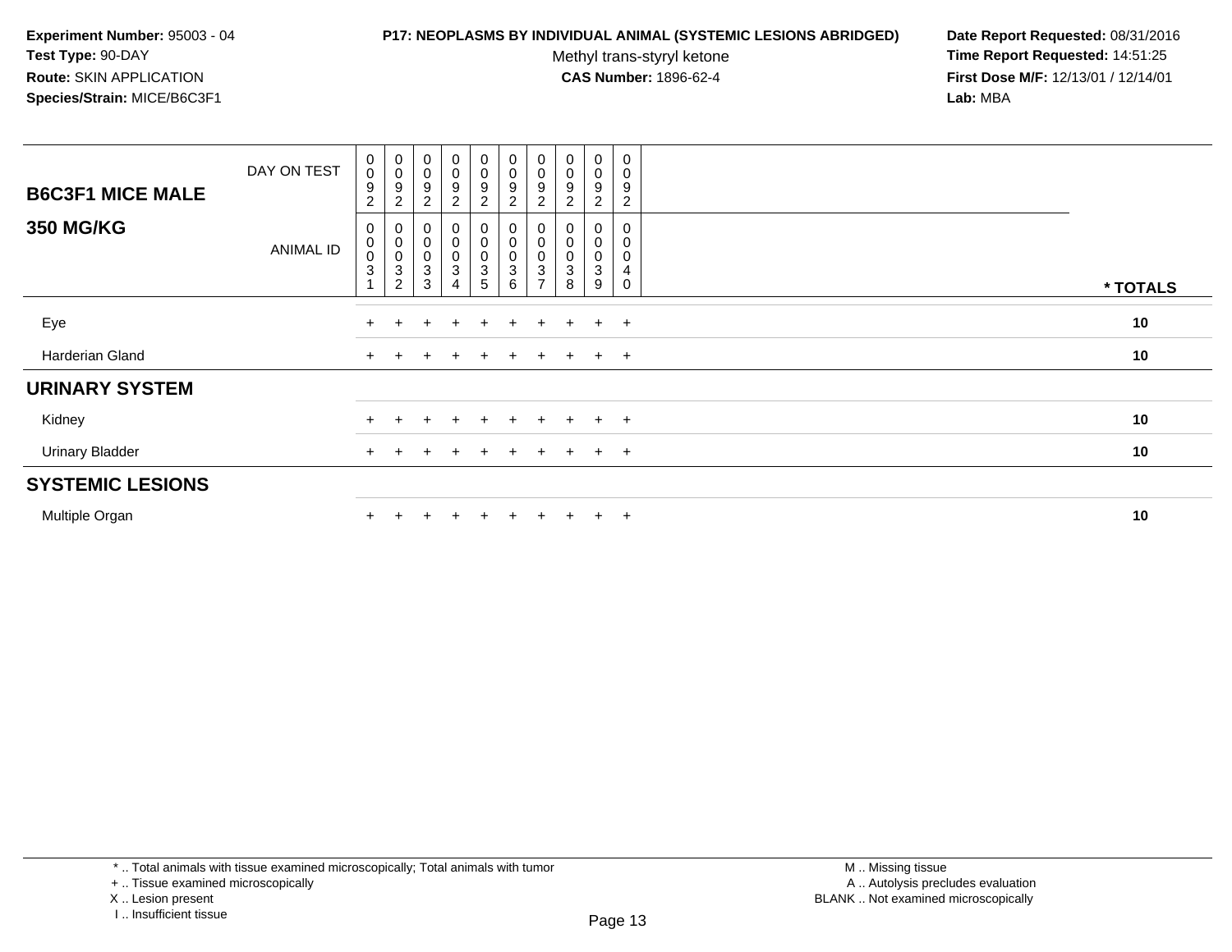**Experiment Number:** 95003 - 04
**Test Type:** 90-DAY
**Route:** SKIN APPLICATION
**Species/Strain:** MICE/B6C3F1

**P17: NEOPLASMS BY INDIVIDUAL ANIMAL (SYSTEMIC LESIONS ABRIDGED)**
Methyl trans-styryl ketone
**CAS Number:** 1896-62-4

**Date Report Requested:** 08/31/2016
**Time Report Requested:** 14:51:25
**First Dose M/F:** 12/13/01 / 12/14/01
**Lab:** MBA

| B6C3F1 MICE MALE 350 MG/KG | | | | | | | | | | | |
|---|---|---|---|---|---|---|---|---|---|---|---|
| DAY ON TEST | 0092 | 0092 | 0092 | 0092 | 0092 | 0092 | 0092 | 0092 | 0092 | 0092 | |
| ANIMAL ID | 00031 | 00032 | 00033 | 00034 | 00035 | 00036 | 00037 | 00038 | 00039 | 00040 | * TOTALS |
| Eye | + | + | + | + | + | + | + | + | + | + | 10 |
| Harderian Gland | + | + | + | + | + | + | + | + | + | + | 10 |
| **URINARY SYSTEM** | | | | | | | | | | | |
| Kidney | + | + | + | + | + | + | + | + | + | + | 10 |
| Urinary Bladder | + | + | + | + | + | + | + | + | + | + | 10 |
| **SYSTEMIC LESIONS** | | | | | | | | | | | |
| Multiple Organ | + | + | + | + | + | + | + | + | + | + | 10 |

* .. Total animals with tissue examined microscopically; Total animals with tumor
+ .. Tissue examined microscopically
X .. Lesion present
I .. Insufficient tissue

M .. Missing tissue
A .. Autolysis precludes evaluation
BLANK .. Not examined microscopically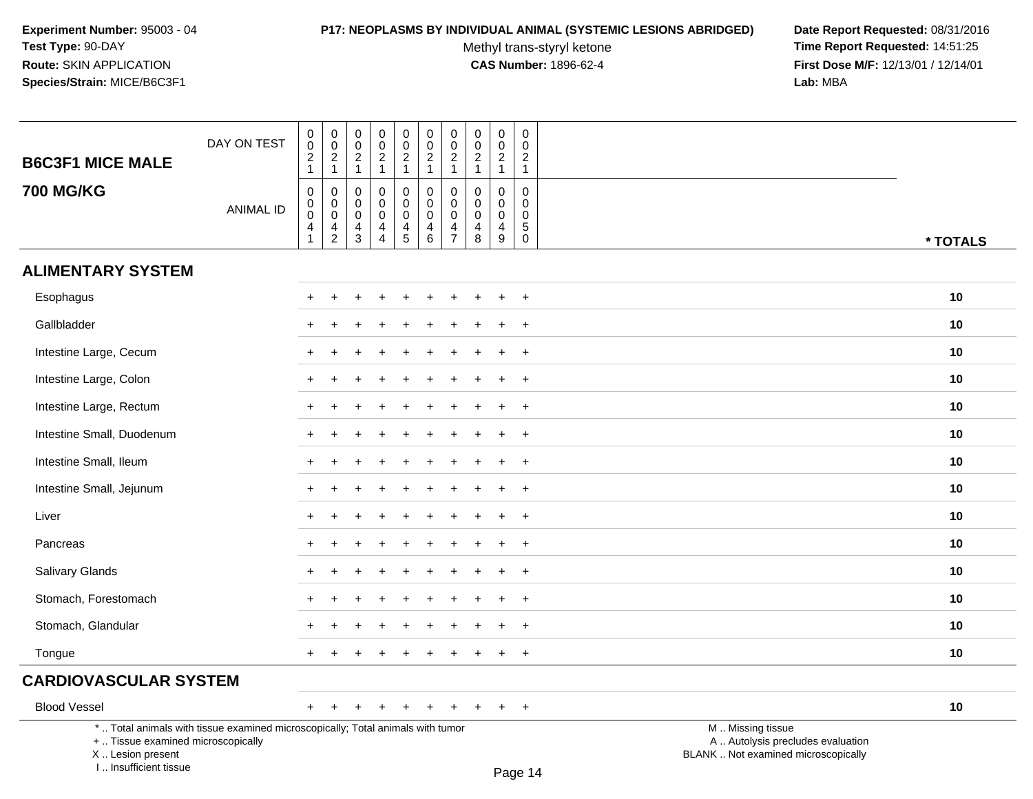**Experiment Number:** 95003 - 04
**Test Type:** 90-DAY
**Route:** SKIN APPLICATION
**Species/Strain:** MICE/B6C3F1

**P17: NEOPLASMS BY INDIVIDUAL ANIMAL (SYSTEMIC LESIONS ABRIDGED)**
Methyl trans-styryl ketone
**CAS Number:** 1896-62-4

**Date Report Requested:** 08/31/2016
**Time Report Requested:** 14:51:25
**First Dose M/F:** 12/13/01 / 12/14/01
**Lab:** MBA

## B6C3F1 MICE MALE
## 700 MG/KG

| DAY ON TEST | 0021 | 0021 | 0021 | 0021 | 0021 | 0021 | 0021 | 0021 | 0021 | 0021 | |
|---|---|---|---|---|---|---|---|---|---|---|---|
| ANIMAL ID | 00041 | 00042 | 00043 | 00044 | 00045 | 00046 | 00047 | 00048 | 00049 | 00050 | * TOTALS |
| **ALIMENTARY SYSTEM** | | | | | | | | | | | |
| Esophagus | + | + | + | + | + | + | + | + | + | + | 10 |
| Gallbladder | + | + | + | + | + | + | + | + | + | + | 10 |
| Intestine Large, Cecum | + | + | + | + | + | + | + | + | + | + | 10 |
| Intestine Large, Colon | + | + | + | + | + | + | + | + | + | + | 10 |
| Intestine Large, Rectum | + | + | + | + | + | + | + | + | + | + | 10 |
| Intestine Small, Duodenum | + | + | + | + | + | + | + | + | + | + | 10 |
| Intestine Small, Ileum | + | + | + | + | + | + | + | + | + | + | 10 |
| Intestine Small, Jejunum | + | + | + | + | + | + | + | + | + | + | 10 |
| Liver | + | + | + | + | + | + | + | + | + | + | 10 |
| Pancreas | + | + | + | + | + | + | + | + | + | + | 10 |
| Salivary Glands | + | + | + | + | + | + | + | + | + | + | 10 |
| Stomach, Forestomach | + | + | + | + | + | + | + | + | + | + | 10 |
| Stomach, Glandular | + | + | + | + | + | + | + | + | + | + | 10 |
| Tongue | + | + | + | + | + | + | + | + | + | + | 10 |
| **CARDIOVASCULAR SYSTEM** | | | | | | | | | | | |
| Blood Vessel | + | + | + | + | + | + | + | + | + | + | 10 |

* .. Total animals with tissue examined microscopically; Total animals with tumor
+ .. Tissue examined microscopically
X .. Lesion present
I .. Insufficient tissue

M .. Missing tissue
A .. Autolysis precludes evaluation
BLANK .. Not examined microscopically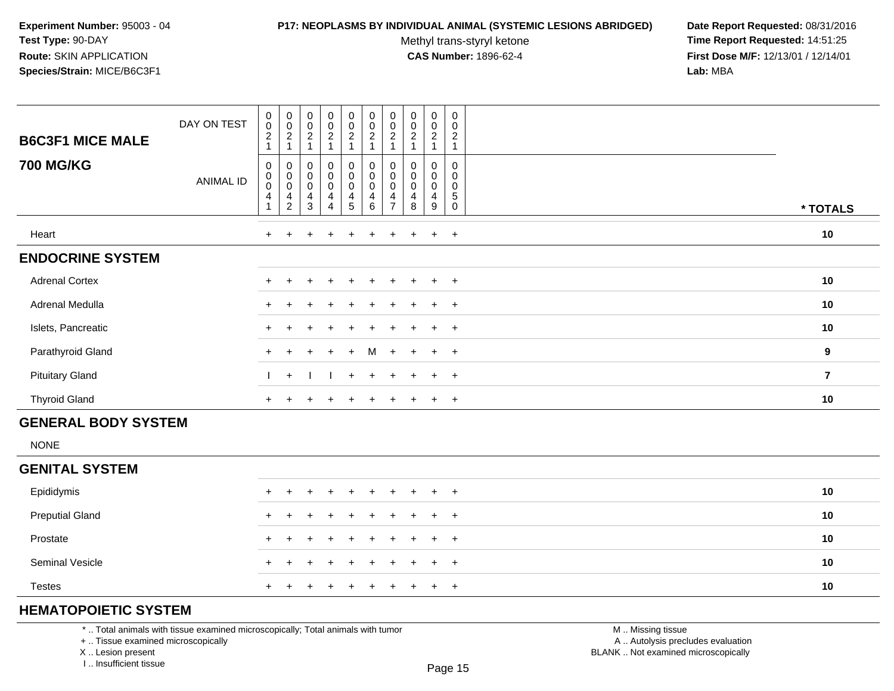**Experiment Number:** 95003 - 04
**Test Type:** 90-DAY
**Route:** SKIN APPLICATION
**Species/Strain:** MICE/B6C3F1

**P17: NEOPLASMS BY INDIVIDUAL ANIMAL (SYSTEMIC LESIONS ABRIDGED)**
Methyl trans-styryl ketone
**CAS Number:** 1896-62-4

**Date Report Requested:** 08/31/2016
**Time Report Requested:** 14:51:25
**First Dose M/F:** 12/13/01 / 12/14/01
**Lab:** MBA

| B6C3F1 MICE MALE 700 MG/KG | | | | | | | | | | | |
|---|---|---|---|---|---|---|---|---|---|---|---|
| DAY ON TEST | 0021 | 0021 | 0021 | 0021 | 0021 | 0021 | 0021 | 0021 | 0021 | 0021 | |
| ANIMAL ID | 00041 | 00042 | 00043 | 00044 | 00045 | 00046 | 00047 | 00048 | 00049 | 00050 | * TOTALS |
| Heart | + | + | + | + | + | + | + | + | + | + | 10 |
| **ENDOCRINE SYSTEM** | | | | | | | | | | | |
| Adrenal Cortex | + | + | + | + | + | + | + | + | + | + | 10 |
| Adrenal Medulla | + | + | + | + | + | + | + | + | + | + | 10 |
| Islets, Pancreatic | + | + | + | + | + | + | + | + | + | + | 10 |
| Parathyroid Gland | + | + | + | + | + | M | + | + | + | + | 9 |
| Pituitary Gland | I | + | I | I | + | + | + | + | + | + | 7 |
| Thyroid Gland | + | + | + | + | + | + | + | + | + | + | 10 |
| **GENERAL BODY SYSTEM** | | | | | | | | | | | |
| NONE | | | | | | | | | | | |
| **GENITAL SYSTEM** | | | | | | | | | | | |
| Epididymis | + | + | + | + | + | + | + | + | + | + | 10 |
| Preputial Gland | + | + | + | + | + | + | + | + | + | + | 10 |
| Prostate | + | + | + | + | + | + | + | + | + | + | 10 |
| Seminal Vesicle | + | + | + | + | + | + | + | + | + | + | 10 |
| Testes | + | + | + | + | + | + | + | + | + | + | 10 |
| **HEMATOPOIETIC SYSTEM** | | | | | | | | | | | |

* .. Total animals with tissue examined microscopically; Total animals with tumor
+ .. Tissue examined microscopically
X .. Lesion present
I .. Insufficient tissue

M .. Missing tissue
A .. Autolysis precludes evaluation
BLANK .. Not examined microscopically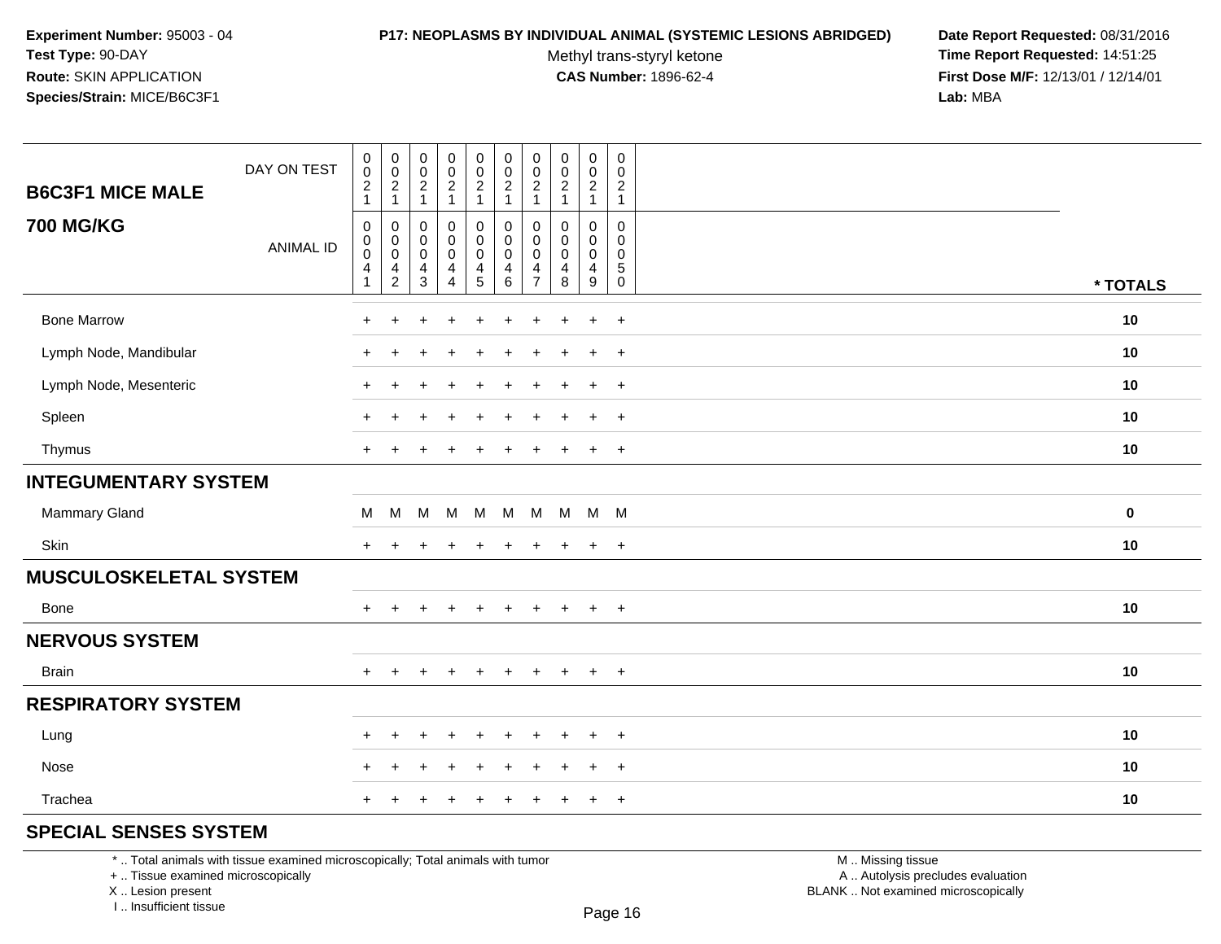**Experiment Number:** 95003 - 04
**Test Type:** 90-DAY
**Route:** SKIN APPLICATION
**Species/Strain:** MICE/B6C3F1

**P17: NEOPLASMS BY INDIVIDUAL ANIMAL (SYSTEMIC LESIONS ABRIDGED)**
Methyl trans-styryl ketone
**CAS Number:** 1896-62-4

**Date Report Requested:** 08/31/2016
**Time Report Requested:** 14:51:25
**First Dose M/F:** 12/13/01 / 12/14/01
**Lab:** MBA

| B6C3F1 MICE MALE 700 MG/KG | | | | | | | | | | | |
|---|---|---|---|---|---|---|---|---|---|---|---|
| DAY ON TEST | 0021 | 0021 | 0021 | 0021 | 0021 | 0021 | 0021 | 0021 | 0021 | 0021 | |
| ANIMAL ID | 00041 | 00042 | 00043 | 00044 | 00045 | 00046 | 00047 | 00048 | 00049 | 00050 | * TOTALS |
| Bone Marrow | + | + | + | + | + | + | + | + | + | + | 10 |
| Lymph Node, Mandibular | + | + | + | + | + | + | + | + | + | + | 10 |
| Lymph Node, Mesenteric | + | + | + | + | + | + | + | + | + | + | 10 |
| Spleen | + | + | + | + | + | + | + | + | + | + | 10 |
| Thymus | + | + | + | + | + | + | + | + | + | + | 10 |
| **INTEGUMENTARY SYSTEM** | | | | | | | | | | | |
| Mammary Gland | M | M | M | M | M | M | M | M | M | M | 0 |
| Skin | + | + | + | + | + | + | + | + | + | + | 10 |
| **MUSCULOSKELETAL SYSTEM** | | | | | | | | | | | |
| Bone | + | + | + | + | + | + | + | + | + | + | 10 |
| **NERVOUS SYSTEM** | | | | | | | | | | | |
| Brain | + | + | + | + | + | + | + | + | + | + | 10 |
| **RESPIRATORY SYSTEM** | | | | | | | | | | | |
| Lung | + | + | + | + | + | + | + | + | + | + | 10 |
| Nose | + | + | + | + | + | + | + | + | + | + | 10 |
| Trachea | + | + | + | + | + | + | + | + | + | + | 10 |
| **SPECIAL SENSES SYSTEM** | | | | | | | | | | | |

* .. Total animals with tissue examined microscopically; Total animals with tumor
+ .. Tissue examined microscopically
X .. Lesion present
I .. Insufficient tissue

M .. Missing tissue
A .. Autolysis precludes evaluation
BLANK .. Not examined microscopically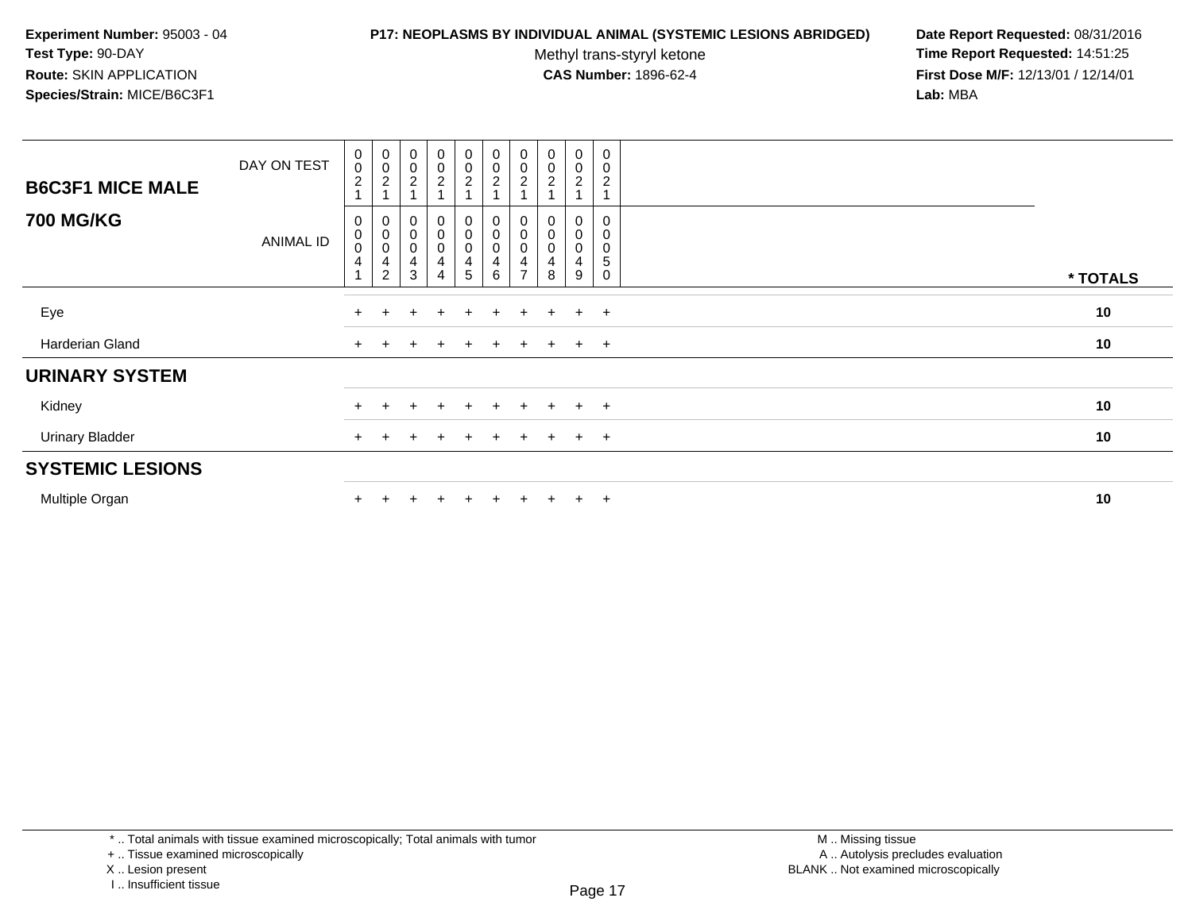**Experiment Number:** 95003 - 04
**Test Type:** 90-DAY
**Route:** SKIN APPLICATION
**Species/Strain:** MICE/B6C3F1

**P17: NEOPLASMS BY INDIVIDUAL ANIMAL (SYSTEMIC LESIONS ABRIDGED)**
Methyl trans-styryl ketone
**CAS Number:** 1896-62-4

**Date Report Requested:** 08/31/2016
**Time Report Requested:** 14:51:25
**First Dose M/F:** 12/13/01 / 12/14/01
**Lab:** MBA

| **B6C3F1 MICE MALE** DAY ON TEST | 0021 | 0021 | 0021 | 0021 | 0021 | 0021 | 0021 | 0021 | 0021 | 0021 | |
|---|---|---|---|---|---|---|---|---|---|---|---|
| **700 MG/KG** ANIMAL ID | 00041 | 00042 | 00043 | 00044 | 00045 | 00046 | 00047 | 00048 | 00049 | 00050 | *** TOTALS** |
| Eye | + | + | + | + | + | + | + | + | + | + | **10** |
| Harderian Gland | + | + | + | + | + | + | + | + | + | + | **10** |
| **URINARY SYSTEM** | | | | | | | | | | | |
| Kidney | + | + | + | + | + | + | + | + | + | + | **10** |
| Urinary Bladder | + | + | + | + | + | + | + | + | + | + | **10** |
| **SYSTEMIC LESIONS** | | | | | | | | | | | |
| Multiple Organ | + | + | + | + | + | + | + | + | + | + | **10** |

* .. Total animals with tissue examined microscopically; Total animals with tumor
+ .. Tissue examined microscopically
X .. Lesion present
I .. Insufficient tissue

M .. Missing tissue
A .. Autolysis precludes evaluation
BLANK .. Not examined microscopically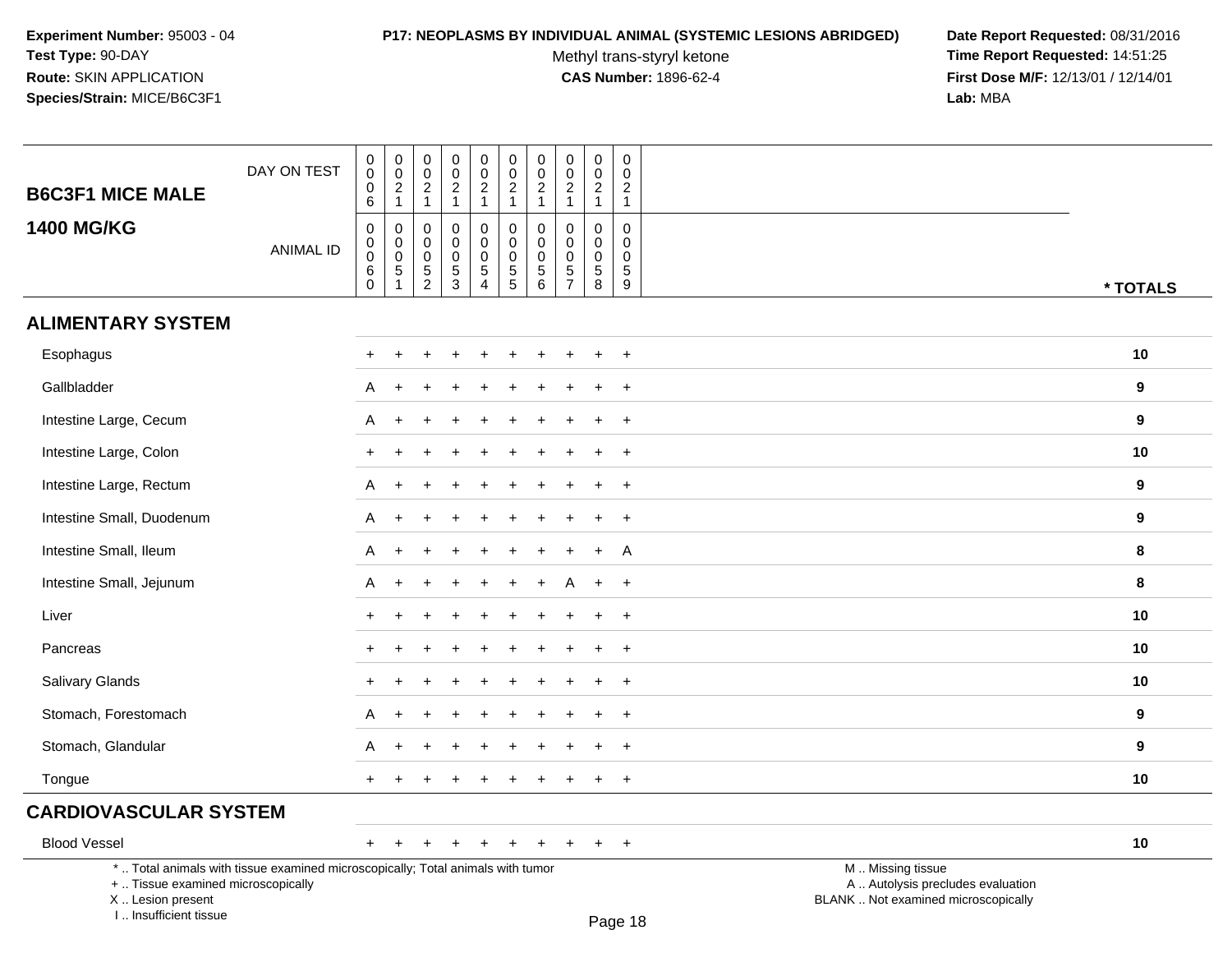**Experiment Number:** 95003 - 04
**Test Type:** 90-DAY
**Route:** SKIN APPLICATION
**Species/Strain:** MICE/B6C3F1

**P17: NEOPLASMS BY INDIVIDUAL ANIMAL (SYSTEMIC LESIONS ABRIDGED)**
Methyl trans-styryl ketone
**CAS Number:** 1896-62-4

**Date Report Requested:** 08/31/2016
**Time Report Requested:** 14:51:25
**First Dose M/F:** 12/13/01 / 12/14/01
**Lab:** MBA

## B6C3F1 MICE MALE 1400 MG/KG

| DAY ON TEST | 0006 | 0021 | 0021 | 0021 | 0021 | 0021 | 0021 | 0021 | 0021 | 0021 | |
|---|---|---|---|---|---|---|---|---|---|---|---|
| ANIMAL ID | 00060 | 00051 | 00052 | 00053 | 00054 | 00055 | 00056 | 00057 | 00058 | 00059 | * TOTALS |
| **ALIMENTARY SYSTEM** | | | | | | | | | | | |
| Esophagus | + | + | + | + | + | + | + | + | + | + | 10 |
| Gallbladder | A | + | + | + | + | + | + | + | + | + | 9 |
| Intestine Large, Cecum | A | + | + | + | + | + | + | + | + | + | 9 |
| Intestine Large, Colon | + | + | + | + | + | + | + | + | + | + | 10 |
| Intestine Large, Rectum | A | + | + | + | + | + | + | + | + | + | 9 |
| Intestine Small, Duodenum | A | + | + | + | + | + | + | + | + | + | 9 |
| Intestine Small, Ileum | A | + | + | + | + | + | + | + | + | A | 8 |
| Intestine Small, Jejunum | A | + | + | + | + | + | + | A | + | + | 8 |
| Liver | + | + | + | + | + | + | + | + | + | + | 10 |
| Pancreas | + | + | + | + | + | + | + | + | + | + | 10 |
| Salivary Glands | + | + | + | + | + | + | + | + | + | + | 10 |
| Stomach, Forestomach | A | + | + | + | + | + | + | + | + | + | 9 |
| Stomach, Glandular | A | + | + | + | + | + | + | + | + | + | 9 |
| Tongue | + | + | + | + | + | + | + | + | + | + | 10 |
| **CARDIOVASCULAR SYSTEM** | | | | | | | | | | | |
| Blood Vessel | + | + | + | + | + | + | + | + | + | + | 10 |

* .. Total animals with tissue examined microscopically; Total animals with tumor
+ .. Tissue examined microscopically
X .. Lesion present
I .. Insufficient tissue

M .. Missing tissue
A .. Autolysis precludes evaluation
BLANK .. Not examined microscopically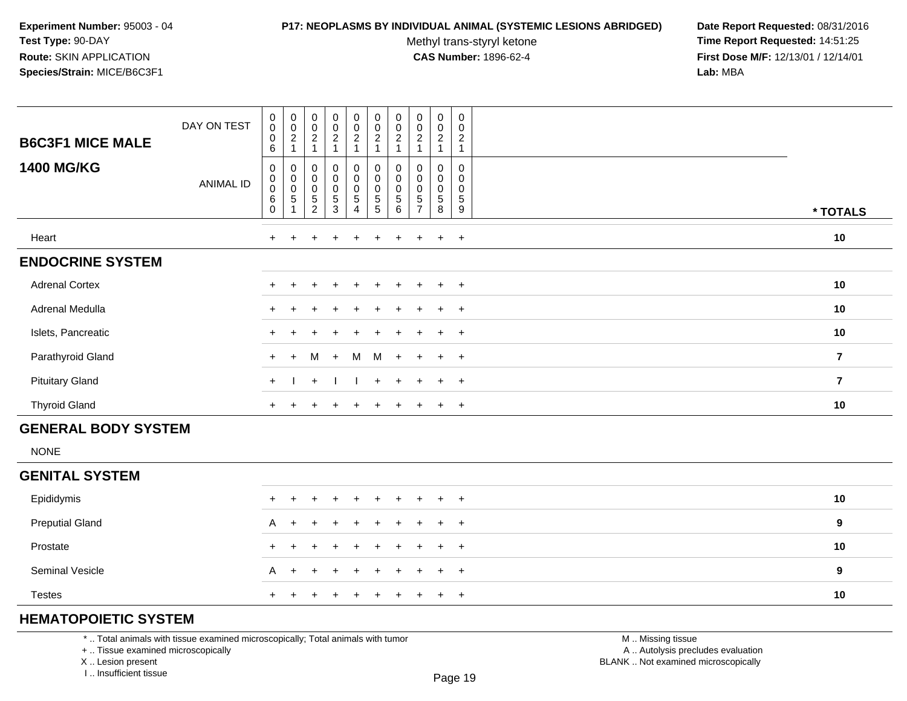**Experiment Number:** 95003 - 04
**Test Type:** 90-DAY
**Route:** SKIN APPLICATION
**Species/Strain:** MICE/B6C3F1

**P17: NEOPLASMS BY INDIVIDUAL ANIMAL (SYSTEMIC LESIONS ABRIDGED)**
Methyl trans-styryl ketone
**CAS Number:** 1896-62-4

**Date Report Requested:** 08/31/2016
**Time Report Requested:** 14:51:25
**First Dose M/F:** 12/13/01 / 12/14/01
**Lab:** MBA

| B6C3F1 MICE MALE 1400 MG/KG | | | | | | | | | | | |
|---|---|---|---|---|---|---|---|---|---|---|---|
| DAY ON TEST | 0006 | 0021 | 0021 | 0021 | 0021 | 0021 | 0021 | 0021 | 0021 | 0021 | |
| ANIMAL ID | 00060 | 00051 | 00052 | 00053 | 00054 | 00055 | 00056 | 00057 | 00058 | 00059 | * TOTALS |
| Heart | + | + | + | + | + | + | + | + | + | + | 10 |
| **ENDOCRINE SYSTEM** | | | | | | | | | | | |
| Adrenal Cortex | + | + | + | + | + | + | + | + | + | + | 10 |
| Adrenal Medulla | + | + | + | + | + | + | + | + | + | + | 10 |
| Islets, Pancreatic | + | + | + | + | + | + | + | + | + | + | 10 |
| Parathyroid Gland | + | + | M | + | M | M | + | + | + | + | 7 |
| Pituitary Gland | + | I | + | I | I | + | + | + | + | + | 7 |
| Thyroid Gland | + | + | + | + | + | + | + | + | + | + | 10 |
| **GENERAL BODY SYSTEM** | | | | | | | | | | | |
| NONE | | | | | | | | | | | |
| **GENITAL SYSTEM** | | | | | | | | | | | |
| Epididymis | + | + | + | + | + | + | + | + | + | + | 10 |
| Preputial Gland | A | + | + | + | + | + | + | + | + | + | 9 |
| Prostate | + | + | + | + | + | + | + | + | + | + | 10 |
| Seminal Vesicle | A | + | + | + | + | + | + | + | + | + | 9 |
| Testes | + | + | + | + | + | + | + | + | + | + | 10 |
| **HEMATOPOIETIC SYSTEM** | | | | | | | | | | | |

\* .. Total animals with tissue examined microscopically; Total animals with tumor
\+ .. Tissue examined microscopically
X .. Lesion present
I .. Insufficient tissue

M .. Missing tissue
A .. Autolysis precludes evaluation
BLANK .. Not examined microscopically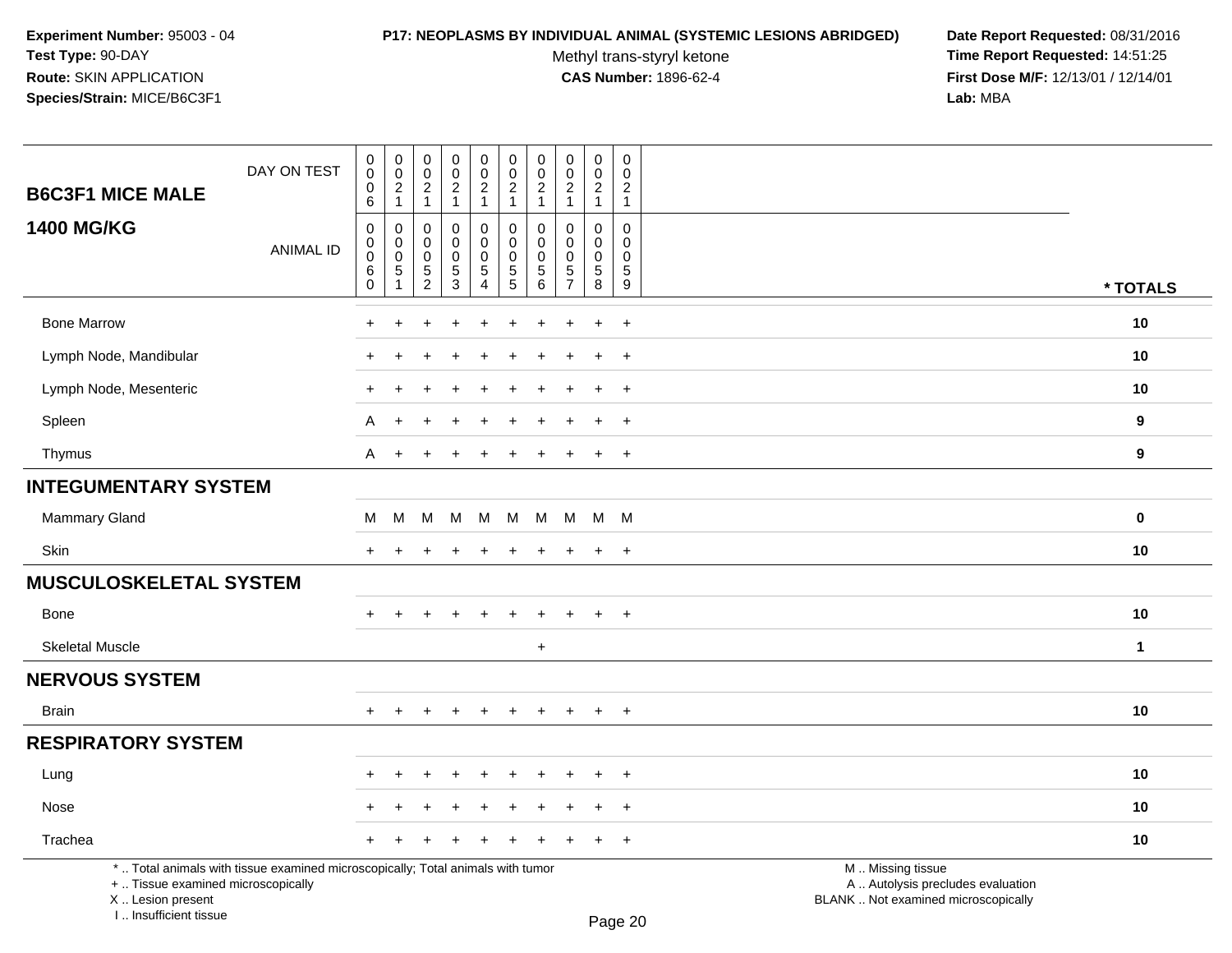**Experiment Number:** 95003 - 04
**Test Type:** 90-DAY
**Route:** SKIN APPLICATION
**Species/Strain:** MICE/B6C3F1

**P17: NEOPLASMS BY INDIVIDUAL ANIMAL (SYSTEMIC LESIONS ABRIDGED)**
Methyl trans-styryl ketone
**CAS Number:** 1896-62-4

**Date Report Requested:** 08/31/2016
**Time Report Requested:** 14:51:25
**First Dose M/F:** 12/13/01 / 12/14/01
**Lab:** MBA

| B6C3F1 MICE MALE 1400 MG/KG | | | | | | | | | | | |
|---|---|---|---|---|---|---|---|---|---|---|---|
| DAY ON TEST | 0006 | 0021 | 0021 | 0021 | 0021 | 0021 | 0021 | 0021 | 0021 | 0021 | |
| ANIMAL ID | 00060 | 00051 | 00052 | 00053 | 00054 | 00055 | 00056 | 00057 | 00058 | 00059 | * TOTALS |
| Bone Marrow | + | + | + | + | + | + | + | + | + | + | 10 |
| Lymph Node, Mandibular | + | + | + | + | + | + | + | + | + | + | 10 |
| Lymph Node, Mesenteric | + | + | + | + | + | + | + | + | + | + | 10 |
| Spleen | A | + | + | + | + | + | + | + | + | + | 9 |
| Thymus | A | + | + | + | + | + | + | + | + | + | 9 |
| **INTEGUMENTARY SYSTEM** | | | | | | | | | | | |
| Mammary Gland | M | M | M | M | M | M | M | M | M | M | 0 |
| Skin | + | + | + | + | + | + | + | + | + | + | 10 |
| **MUSCULOSKELETAL SYSTEM** | | | | | | | | | | | |
| Bone | + | + | + | + | + | + | + | + | + | + | 10 |
| Skeletal Muscle | | | | | | | + | | | | 1 |
| **NERVOUS SYSTEM** | | | | | | | | | | | |
| Brain | + | + | + | + | + | + | + | + | + | + | 10 |
| **RESPIRATORY SYSTEM** | | | | | | | | | | | |
| Lung | + | + | + | + | + | + | + | + | + | + | 10 |
| Nose | + | + | + | + | + | + | + | + | + | + | 10 |
| Trachea | + | + | + | + | + | + | + | + | + | + | 10 |

* .. Total animals with tissue examined microscopically; Total animals with tumor
+ .. Tissue examined microscopically
X .. Lesion present
I .. Insufficient tissue

M .. Missing tissue
A .. Autolysis precludes evaluation
BLANK .. Not examined microscopically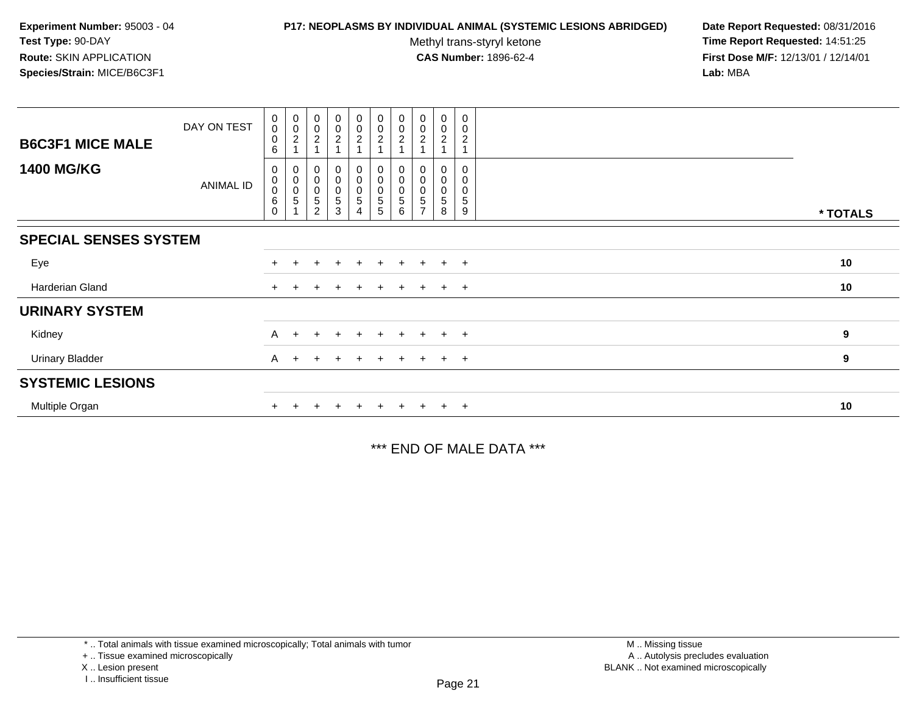**Experiment Number:** 95003 - 04
**Test Type:** 90-DAY
**Route:** SKIN APPLICATION
**Species/Strain:** MICE/B6C3F1

**P17: NEOPLASMS BY INDIVIDUAL ANIMAL (SYSTEMIC LESIONS ABRIDGED)**
Methyl trans-styryl ketone
**CAS Number:** 1896-62-4

**Date Report Requested:** 08/31/2016
**Time Report Requested:** 14:51:25
**First Dose M/F:** 12/13/01 / 12/14/01
**Lab:** MBA

| **B6C3F1 MICE MALE** DAY ON TEST | 0006 | 0021 | 0021 | 0021 | 0021 | 0021 | 0021 | 0021 | 0021 | 0021 | |
|---|---|---|---|---|---|---|---|---|---|---|---|
| **1400 MG/KG** ANIMAL ID | 00060 | 00051 | 00052 | 00053 | 00054 | 00055 | 00056 | 00057 | 00058 | 00059 | **\* TOTALS** |
| **SPECIAL SENSES SYSTEM** | | | | | | | | | | | |
| Eye | + | + | + | + | + | + | + | + | + | + | **10** |
| Harderian Gland | + | + | + | + | + | + | + | + | + | + | **10** |
| **URINARY SYSTEM** | | | | | | | | | | | |
| Kidney | A | + | + | + | + | + | + | + | + | + | **9** |
| Urinary Bladder | A | + | + | + | + | + | + | + | + | + | **9** |
| **SYSTEMIC LESIONS** | | | | | | | | | | | |
| Multiple Organ | + | + | + | + | + | + | + | + | + | + | **10** |

\*\*\* END OF MALE DATA \*\*\*

\* .. Total animals with tissue examined microscopically; Total animals with tumor
\+ .. Tissue examined microscopically
X .. Lesion present
I .. Insufficient tissue

M .. Missing tissue
A .. Autolysis precludes evaluation
BLANK .. Not examined microscopically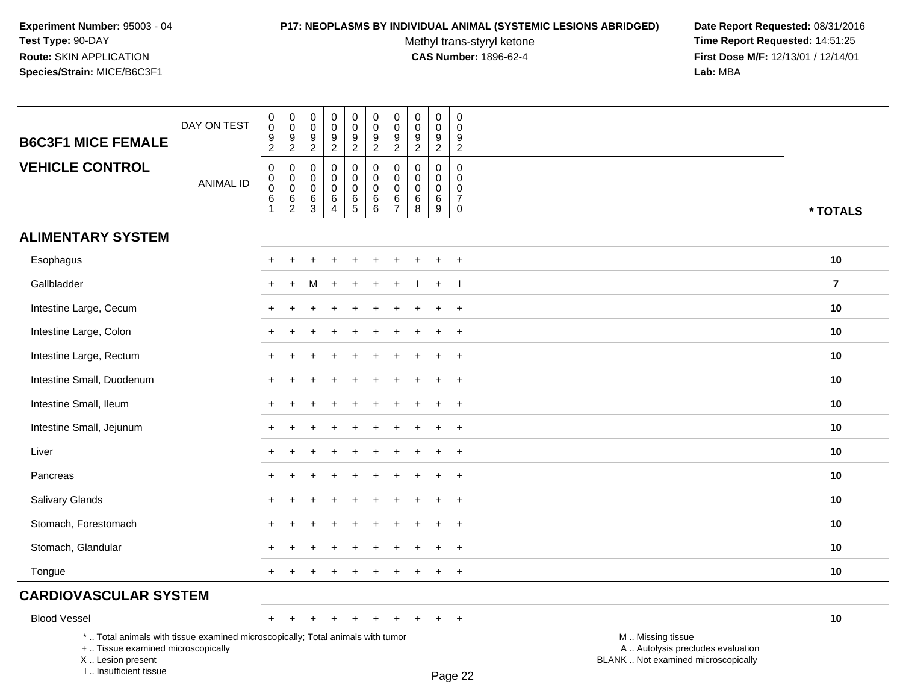**Experiment Number:** 95003 - 04
**Test Type:** 90-DAY
**Route:** SKIN APPLICATION
**Species/Strain:** MICE/B6C3F1

**P17: NEOPLASMS BY INDIVIDUAL ANIMAL (SYSTEMIC LESIONS ABRIDGED)**
Methyl trans-styryl ketone
**CAS Number:** 1896-62-4

**Date Report Requested:** 08/31/2016
**Time Report Requested:** 14:51:25
**First Dose M/F:** 12/13/01 / 12/14/01
**Lab:** MBA

| B6C3F1 MICE FEMALE / VEHICLE CONTROL | | | | | | | | | | | |
|---|---|---|---|---|---|---|---|---|---|---|---|
| DAY ON TEST | 0092 | 0092 | 0092 | 0092 | 0092 | 0092 | 0092 | 0092 | 0092 | 0092 | |
| ANIMAL ID | 00061 | 00062 | 00063 | 00064 | 00065 | 00066 | 00067 | 00068 | 00069 | 00070 | * TOTALS |
| **ALIMENTARY SYSTEM** | | | | | | | | | | | |
| Esophagus | + | + | + | + | + | + | + | + | + | + | 10 |
| Gallbladder | + | + | M | + | + | + | + | I | + | I | 7 |
| Intestine Large, Cecum | + | + | + | + | + | + | + | + | + | + | 10 |
| Intestine Large, Colon | + | + | + | + | + | + | + | + | + | + | 10 |
| Intestine Large, Rectum | + | + | + | + | + | + | + | + | + | + | 10 |
| Intestine Small, Duodenum | + | + | + | + | + | + | + | + | + | + | 10 |
| Intestine Small, Ileum | + | + | + | + | + | + | + | + | + | + | 10 |
| Intestine Small, Jejunum | + | + | + | + | + | + | + | + | + | + | 10 |
| Liver | + | + | + | + | + | + | + | + | + | + | 10 |
| Pancreas | + | + | + | + | + | + | + | + | + | + | 10 |
| Salivary Glands | + | + | + | + | + | + | + | + | + | + | 10 |
| Stomach, Forestomach | + | + | + | + | + | + | + | + | + | + | 10 |
| Stomach, Glandular | + | + | + | + | + | + | + | + | + | + | 10 |
| Tongue | + | + | + | + | + | + | + | + | + | + | 10 |
| **CARDIOVASCULAR SYSTEM** | | | | | | | | | | | |
| Blood Vessel | + | + | + | + | + | + | + | + | + | + | 10 |

\* .. Total animals with tissue examined microscopically; Total animals with tumor
\+ .. Tissue examined microscopically
X .. Lesion present
I .. Insufficient tissue

M .. Missing tissue
A .. Autolysis precludes evaluation
BLANK .. Not examined microscopically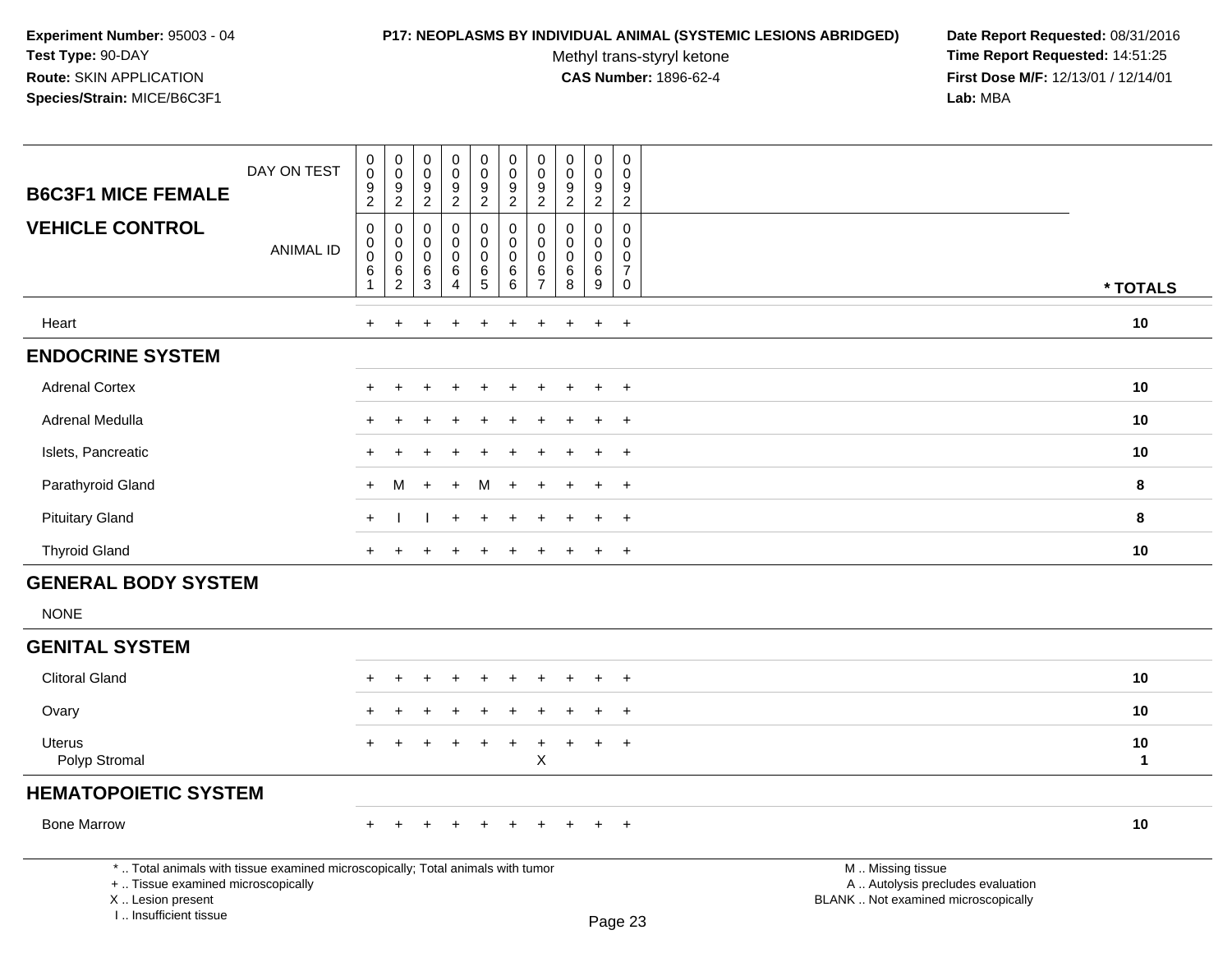**Experiment Number:** 95003 - 04
**Test Type:** 90-DAY
**Route:** SKIN APPLICATION
**Species/Strain:** MICE/B6C3F1

**P17: NEOPLASMS BY INDIVIDUAL ANIMAL (SYSTEMIC LESIONS ABRIDGED)**
Methyl trans-styryl ketone
**CAS Number:** 1896-62-4

**Date Report Requested:** 08/31/2016
**Time Report Requested:** 14:51:25
**First Dose M/F:** 12/13/01 / 12/14/01
**Lab:** MBA

| B6C3F1 MICE FEMALE / VEHICLE CONTROL | | | | | | | | | | | |
|---|---|---|---|---|---|---|---|---|---|---|---|
| DAY ON TEST | 0092 | 0092 | 0092 | 0092 | 0092 | 0092 | 0092 | 0092 | 0092 | 0092 | |
| ANIMAL ID | 00061 | 00062 | 00063 | 00064 | 00065 | 00066 | 00067 | 00068 | 00069 | 00070 | * TOTALS |
| Heart | + | + | + | + | + | + | + | + | + | + | 10 |
| **ENDOCRINE SYSTEM** | | | | | | | | | | | |
| Adrenal Cortex | + | + | + | + | + | + | + | + | + | + | 10 |
| Adrenal Medulla | + | + | + | + | + | + | + | + | + | + | 10 |
| Islets, Pancreatic | + | + | + | + | + | + | + | + | + | + | 10 |
| Parathyroid Gland | + | M | + | + | M | + | + | + | + | + | 8 |
| Pituitary Gland | + | I | I | + | + | + | + | + | + | + | 8 |
| Thyroid Gland | + | + | + | + | + | + | + | + | + | + | 10 |
| **GENERAL BODY SYSTEM** | | | | | | | | | | | |
| NONE | | | | | | | | | | | |
| **GENITAL SYSTEM** | | | | | | | | | | | |
| Clitoral Gland | + | + | + | + | + | + | + | + | + | + | 10 |
| Ovary | + | + | + | + | + | + | + | + | + | + | 10 |
| Uterus | + | + | + | + | + | + | + | + | + | + | 10 |
| Polyp Stromal | | | | | | | X | | | | 1 |
| **HEMATOPOIETIC SYSTEM** | | | | | | | | | | | |
| Bone Marrow | + | + | + | + | + | + | + | + | + | + | 10 |

\* .. Total animals with tissue examined microscopically; Total animals with tumor
\+ .. Tissue examined microscopically
X .. Lesion present
I .. Insufficient tissue

M .. Missing tissue
A .. Autolysis precludes evaluation
BLANK .. Not examined microscopically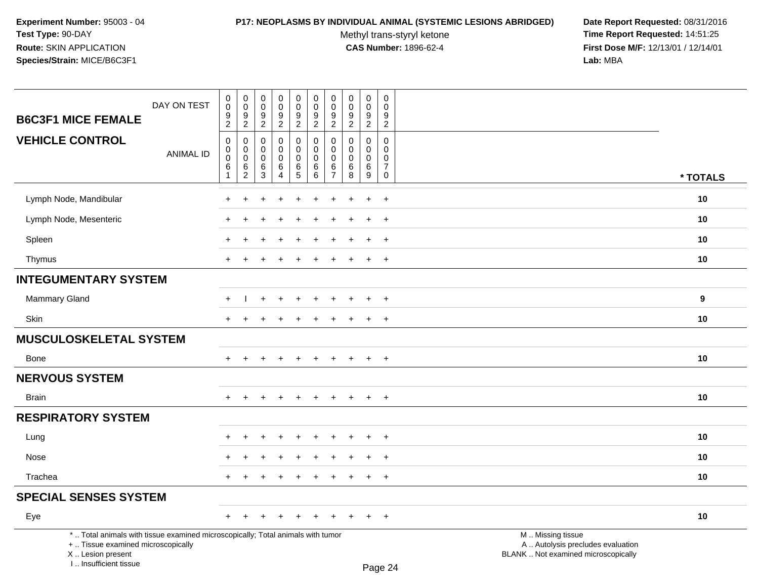**Experiment Number:** 95003 - 04
**Test Type:** 90-DAY
**Route:** SKIN APPLICATION
**Species/Strain:** MICE/B6C3F1

**P17: NEOPLASMS BY INDIVIDUAL ANIMAL (SYSTEMIC LESIONS ABRIDGED)**
Methyl trans-styryl ketone
**CAS Number:** 1896-62-4

**Date Report Requested:** 08/31/2016
**Time Report Requested:** 14:51:25
**First Dose M/F:** 12/13/01 / 12/14/01
**Lab:** MBA

| B6C3F1 MICE FEMALE — DAY ON TEST | 0092 | 0092 | 0092 | 0092 | 0092 | 0092 | 0092 | 0092 | 0092 | 0092 | |
|---|---|---|---|---|---|---|---|---|---|---|---|
| **VEHICLE CONTROL** — ANIMAL ID | 00061 | 00062 | 00063 | 00064 | 00065 | 00066 | 00067 | 00068 | 00069 | 00070 | *** TOTALS** |
| Lymph Node, Mandibular | + | + | + | + | + | + | + | + | + | + | **10** |
| Lymph Node, Mesenteric | + | + | + | + | + | + | + | + | + | + | **10** |
| Spleen | + | + | + | + | + | + | + | + | + | + | **10** |
| Thymus | + | + | + | + | + | + | + | + | + | + | **10** |
| **INTEGUMENTARY SYSTEM** | | | | | | | | | | | |
| Mammary Gland | + | I | + | + | + | + | + | + | + | + | **9** |
| Skin | + | + | + | + | + | + | + | + | + | + | **10** |
| **MUSCULOSKELETAL SYSTEM** | | | | | | | | | | | |
| Bone | + | + | + | + | + | + | + | + | + | + | **10** |
| **NERVOUS SYSTEM** | | | | | | | | | | | |
| Brain | + | + | + | + | + | + | + | + | + | + | **10** |
| **RESPIRATORY SYSTEM** | | | | | | | | | | | |
| Lung | + | + | + | + | + | + | + | + | + | + | **10** |
| Nose | + | + | + | + | + | + | + | + | + | + | **10** |
| Trachea | + | + | + | + | + | + | + | + | + | + | **10** |
| **SPECIAL SENSES SYSTEM** | | | | | | | | | | | |
| Eye | + | + | + | + | + | + | + | + | + | + | **10** |

\* .. Total animals with tissue examined microscopically; Total animals with tumor
\+ .. Tissue examined microscopically
X .. Lesion present
I .. Insufficient tissue

M .. Missing tissue
A .. Autolysis precludes evaluation
BLANK .. Not examined microscopically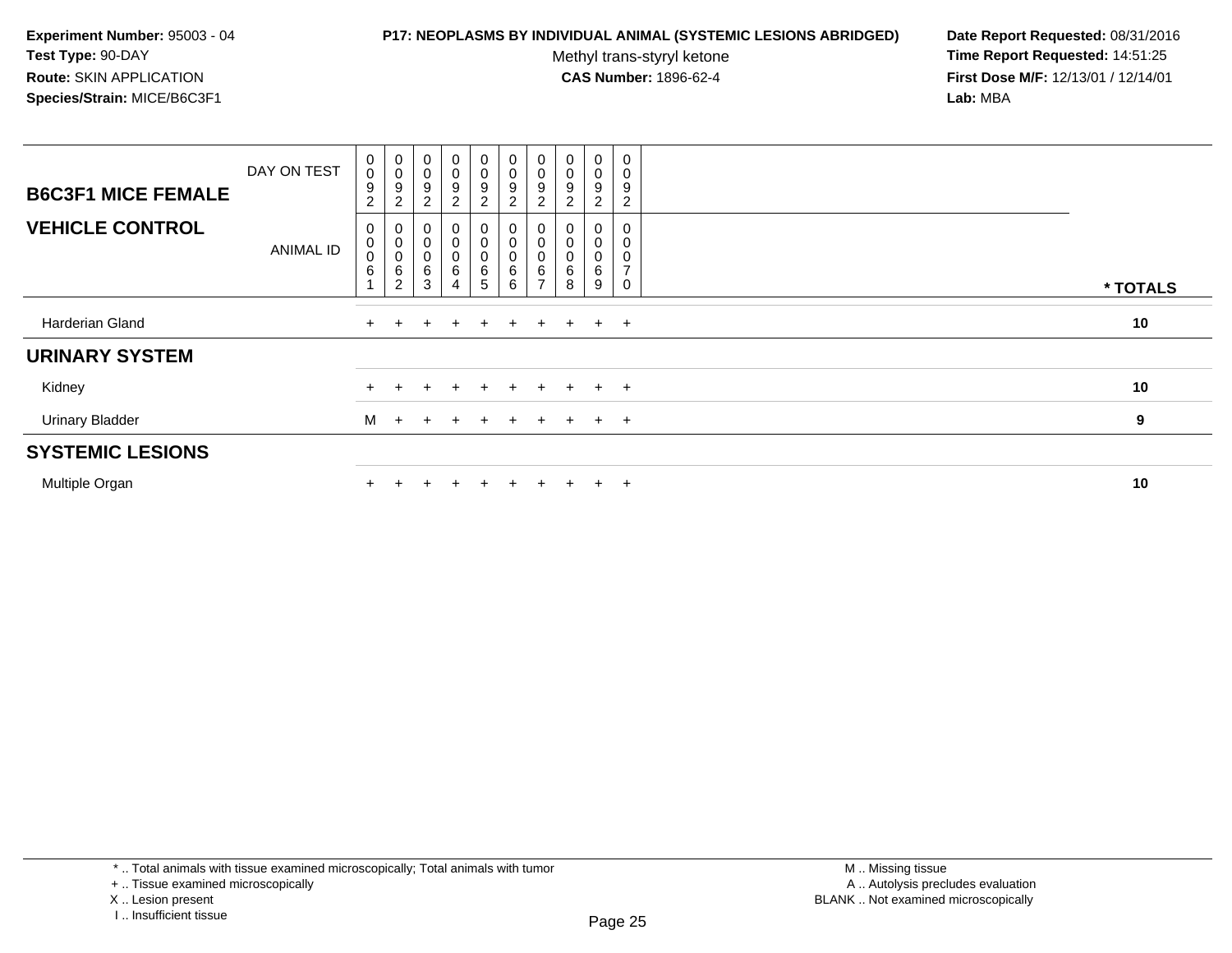Experiment Number: 95003 - 04
Test Type: 90-DAY
Route: SKIN APPLICATION
Species/Strain: MICE/B6C3F1

**P17: NEOPLASMS BY INDIVIDUAL ANIMAL (SYSTEMIC LESIONS ABRIDGED)**
Methyl trans-styryl ketone
**CAS Number:** 1896-62-4

Date Report Requested: 08/31/2016
Time Report Requested: 14:51:25
First Dose M/F: 12/13/01 / 12/14/01
Lab: MBA

| **B6C3F1 MICE FEMALE** DAY ON TEST | 0092 | 0092 | 0092 | 0092 | 0092 | 0092 | 0092 | 0092 | 0092 | 0092 | |
|---|---|---|---|---|---|---|---|---|---|---|---|
| **VEHICLE CONTROL** ANIMAL ID | 00061 | 00062 | 00063 | 00064 | 00065 | 00066 | 00067 | 00068 | 00069 | 00070 | * TOTALS |
| Harderian Gland | + | + | + | + | + | + | + | + | + | + | 10 |
| **URINARY SYSTEM** | | | | | | | | | | | |
| Kidney | + | + | + | + | + | + | + | + | + | + | 10 |
| Urinary Bladder | M | + | + | + | + | + | + | + | + | + | 9 |
| **SYSTEMIC LESIONS** | | | | | | | | | | | |
| Multiple Organ | + | + | + | + | + | + | + | + | + | + | 10 |

* .. Total animals with tissue examined microscopically; Total animals with tumor
+ .. Tissue examined microscopically
X .. Lesion present
I .. Insufficient tissue

M .. Missing tissue
A .. Autolysis precludes evaluation
BLANK .. Not examined microscopically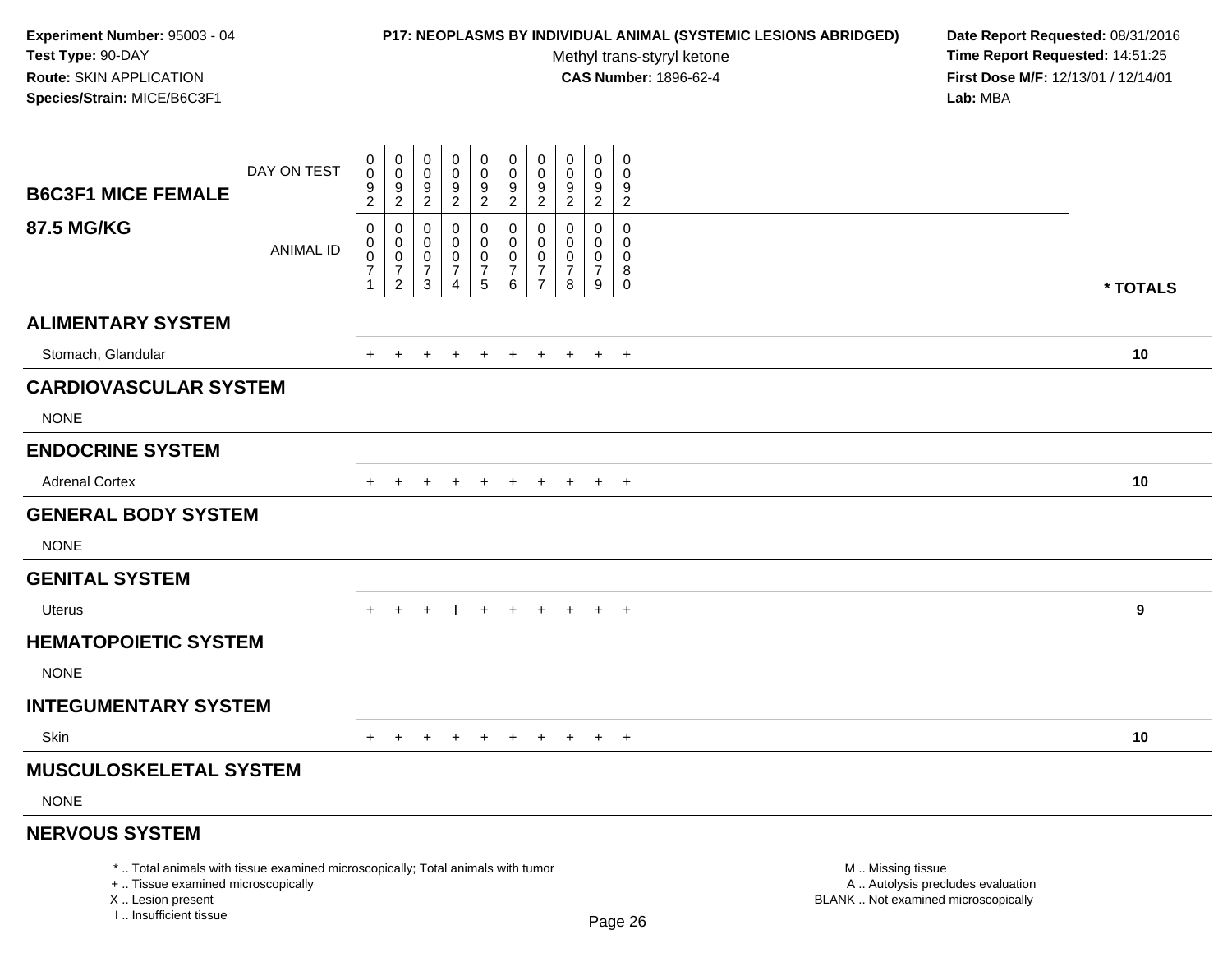**Experiment Number:** 95003 - 04
**Test Type:** 90-DAY
**Route:** SKIN APPLICATION
**Species/Strain:** MICE/B6C3F1

**P17: NEOPLASMS BY INDIVIDUAL ANIMAL (SYSTEMIC LESIONS ABRIDGED)**
Methyl trans-styryl ketone
**CAS Number:** 1896-62-4

**Date Report Requested:** 08/31/2016
**Time Report Requested:** 14:51:25
**First Dose M/F:** 12/13/01 / 12/14/01
**Lab:** MBA

| B6C3F1 MICE FEMALE 87.5 MG/KG | | | | | | | | | | | |
|---|---|---|---|---|---|---|---|---|---|---|---|
| DAY ON TEST | 0092 | 0092 | 0092 | 0092 | 0092 | 0092 | 0092 | 0092 | 0092 | 0092 | |
| ANIMAL ID | 00071 | 00072 | 00073 | 00074 | 00075 | 00076 | 00077 | 00078 | 00079 | 00080 | * TOTALS |
| **ALIMENTARY SYSTEM** | | | | | | | | | | | |
| Stomach, Glandular | + | + | + | + | + | + | + | + | + | + | 10 |
| **CARDIOVASCULAR SYSTEM** | | | | | | | | | | | |
| NONE | | | | | | | | | | | |
| **ENDOCRINE SYSTEM** | | | | | | | | | | | |
| Adrenal Cortex | + | + | + | + | + | + | + | + | + | + | 10 |
| **GENERAL BODY SYSTEM** | | | | | | | | | | | |
| NONE | | | | | | | | | | | |
| **GENITAL SYSTEM** | | | | | | | | | | | |
| Uterus | + | + | + | I | + | + | + | + | + | + | 9 |
| **HEMATOPOIETIC SYSTEM** | | | | | | | | | | | |
| NONE | | | | | | | | | | | |
| **INTEGUMENTARY SYSTEM** | | | | | | | | | | | |
| Skin | + | + | + | + | + | + | + | + | + | + | 10 |
| **MUSCULOSKELETAL SYSTEM** | | | | | | | | | | | |
| NONE | | | | | | | | | | | |
| **NERVOUS SYSTEM** | | | | | | | | | | | |

\* .. Total animals with tissue examined microscopically; Total animals with tumor
\+ .. Tissue examined microscopically
X .. Lesion present
I .. Insufficient tissue

M .. Missing tissue
A .. Autolysis precludes evaluation
BLANK .. Not examined microscopically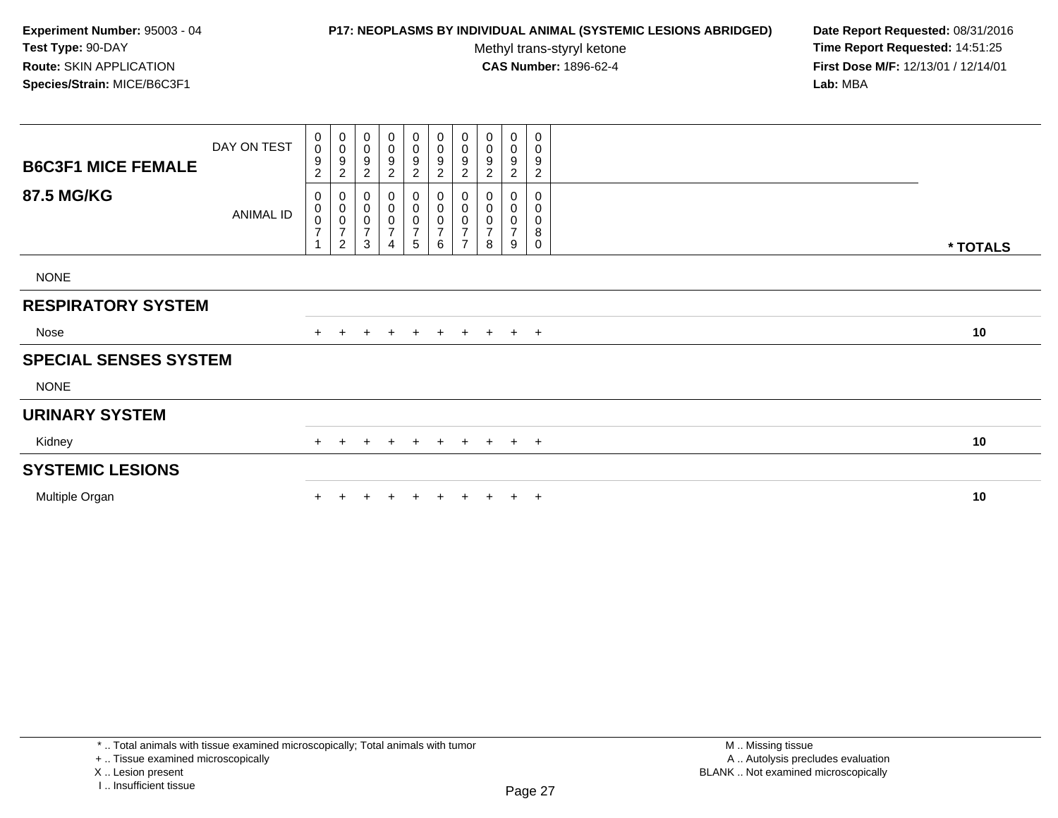**Experiment Number:** 95003 - 04
**Test Type:** 90-DAY
**Route:** SKIN APPLICATION
**Species/Strain:** MICE/B6C3F1

**P17: NEOPLASMS BY INDIVIDUAL ANIMAL (SYSTEMIC LESIONS ABRIDGED)**
Methyl trans-styryl ketone
**CAS Number:** 1896-62-4

**Date Report Requested:** 08/31/2016
**Time Report Requested:** 14:51:25
**First Dose M/F:** 12/13/01 / 12/14/01
**Lab:** MBA

| **B6C3F1 MICE FEMALE** DAY ON TEST | 0092 | 0092 | 0092 | 0092 | 0092 | 0092 | 0092 | 0092 | 0092 | 0092 | |
|---|---|---|---|---|---|---|---|---|---|---|---|
| **87.5 MG/KG** ANIMAL ID | 00071 | 00072 | 00073 | 00074 | 00075 | 00076 | 00077 | 00078 | 00079 | 00080 | **\* TOTALS** |
| NONE | | | | | | | | | | | |
| **RESPIRATORY SYSTEM** | | | | | | | | | | | |
| Nose | + | + | + | + | + | + | + | + | + | + | **10** |
| **SPECIAL SENSES SYSTEM** | | | | | | | | | | | |
| NONE | | | | | | | | | | | |
| **URINARY SYSTEM** | | | | | | | | | | | |
| Kidney | + | + | + | + | + | + | + | + | + | + | **10** |
| **SYSTEMIC LESIONS** | | | | | | | | | | | |
| Multiple Organ | + | + | + | + | + | + | + | + | + | + | **10** |

\* .. Total animals with tissue examined microscopically; Total animals with tumor
\+ .. Tissue examined microscopically
X .. Lesion present
I .. Insufficient tissue

M .. Missing tissue
A .. Autolysis precludes evaluation
BLANK .. Not examined microscopically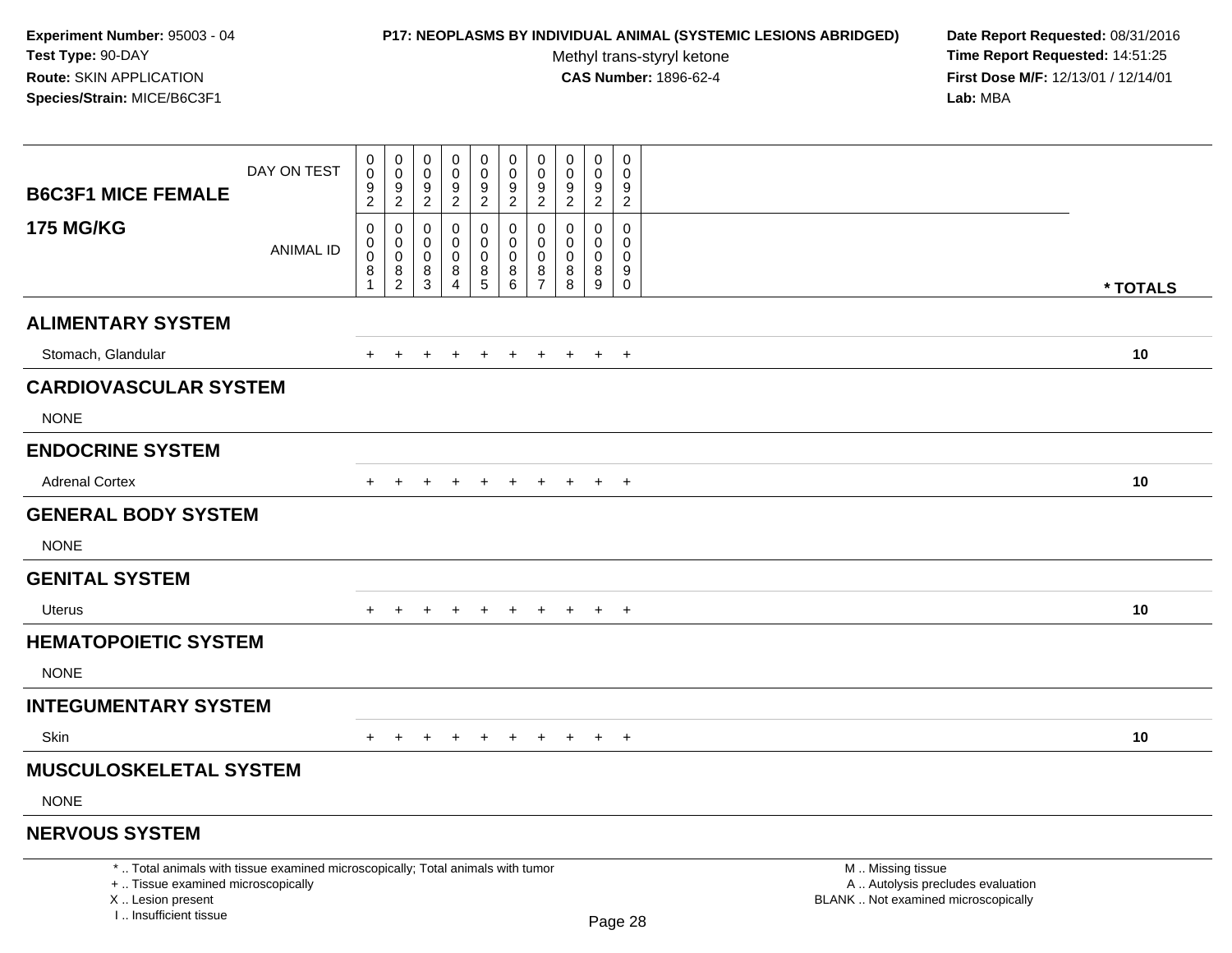**Experiment Number:** 95003 - 04
**Test Type:** 90-DAY
**Route:** SKIN APPLICATION
**Species/Strain:** MICE/B6C3F1

**P17: NEOPLASMS BY INDIVIDUAL ANIMAL (SYSTEMIC LESIONS ABRIDGED)**
Methyl trans-styryl ketone
**CAS Number:** 1896-62-4

**Date Report Requested:** 08/31/2016
**Time Report Requested:** 14:51:25
**First Dose M/F:** 12/13/01 / 12/14/01
**Lab:** MBA

| B6C3F1 MICE FEMALE 175 MG/KG | | | | | | | | | | | |
|---|---|---|---|---|---|---|---|---|---|---|---|
| DAY ON TEST | 0092 | 0092 | 0092 | 0092 | 0092 | 0092 | 0092 | 0092 | 0092 | 0092 | |
| ANIMAL ID | 00081 | 00082 | 00083 | 00084 | 00085 | 00086 | 00087 | 00088 | 00089 | 00090 | * TOTALS |
| **ALIMENTARY SYSTEM** | | | | | | | | | | | |
| Stomach, Glandular | + | + | + | + | + | + | + | + | + | + | 10 |
| **CARDIOVASCULAR SYSTEM** | | | | | | | | | | | |
| NONE | | | | | | | | | | | |
| **ENDOCRINE SYSTEM** | | | | | | | | | | | |
| Adrenal Cortex | + | + | + | + | + | + | + | + | + | + | 10 |
| **GENERAL BODY SYSTEM** | | | | | | | | | | | |
| NONE | | | | | | | | | | | |
| **GENITAL SYSTEM** | | | | | | | | | | | |
| Uterus | + | + | + | + | + | + | + | + | + | + | 10 |
| **HEMATOPOIETIC SYSTEM** | | | | | | | | | | | |
| NONE | | | | | | | | | | | |
| **INTEGUMENTARY SYSTEM** | | | | | | | | | | | |
| Skin | + | + | + | + | + | + | + | + | + | + | 10 |
| **MUSCULOSKELETAL SYSTEM** | | | | | | | | | | | |
| NONE | | | | | | | | | | | |
| **NERVOUS SYSTEM** | | | | | | | | | | | |

\* .. Total animals with tissue examined microscopically; Total animals with tumor
\+ .. Tissue examined microscopically
X .. Lesion present
I .. Insufficient tissue

M .. Missing tissue
A .. Autolysis precludes evaluation
BLANK .. Not examined microscopically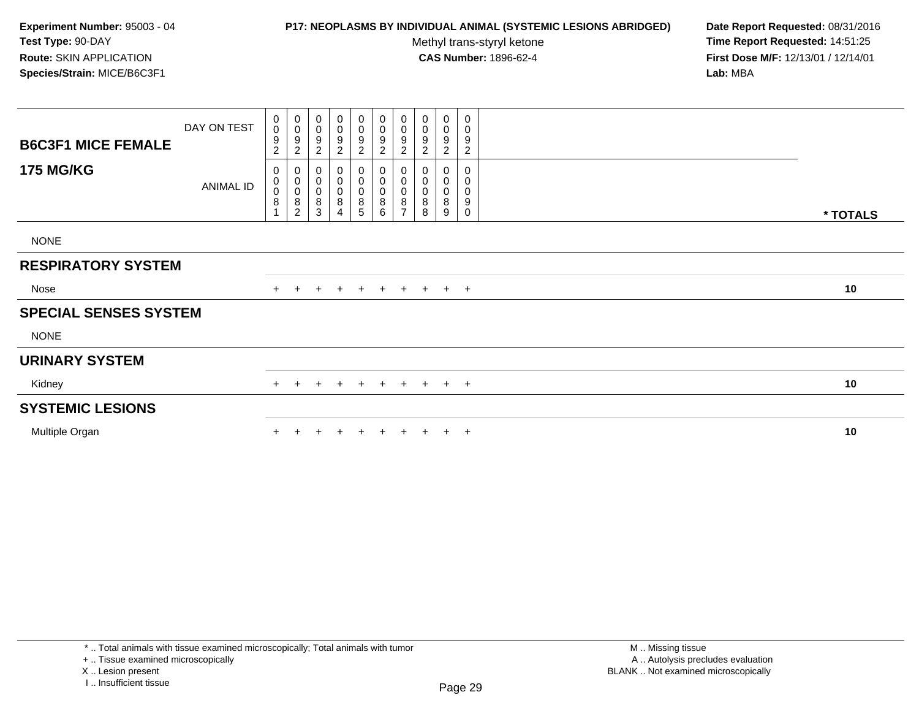**Experiment Number:** 95003 - 04
**Test Type:** 90-DAY
**Route:** SKIN APPLICATION
**Species/Strain:** MICE/B6C3F1

**P17: NEOPLASMS BY INDIVIDUAL ANIMAL (SYSTEMIC LESIONS ABRIDGED)**
Methyl trans-styryl ketone
**CAS Number:** 1896-62-4

**Date Report Requested:** 08/31/2016
**Time Report Requested:** 14:51:25
**First Dose M/F:** 12/13/01 / 12/14/01
**Lab:** MBA

| B6C3F1 MICE FEMALE 175 MG/KG | | | | | | | | | | | |
|---|---|---|---|---|---|---|---|---|---|---|---|
| DAY ON TEST | 0092 | 0092 | 0092 | 0092 | 0092 | 0092 | 0092 | 0092 | 0092 | 0092 | |
| ANIMAL ID | 00081 | 00082 | 00083 | 00084 | 00085 | 00086 | 00087 | 00088 | 00089 | 00090 | * TOTALS |
| NONE | | | | | | | | | | | |
| **RESPIRATORY SYSTEM** | | | | | | | | | | | |
| Nose | + | + | + | + | + | + | + | + | + | + | 10 |
| **SPECIAL SENSES SYSTEM** | | | | | | | | | | | |
| NONE | | | | | | | | | | | |
| **URINARY SYSTEM** | | | | | | | | | | | |
| Kidney | + | + | + | + | + | + | + | + | + | + | 10 |
| **SYSTEMIC LESIONS** | | | | | | | | | | | |
| Multiple Organ | + | + | + | + | + | + | + | + | + | + | 10 |

* .. Total animals with tissue examined microscopically; Total animals with tumor
+ .. Tissue examined microscopically
X .. Lesion present
I .. Insufficient tissue

M .. Missing tissue
A .. Autolysis precludes evaluation
BLANK .. Not examined microscopically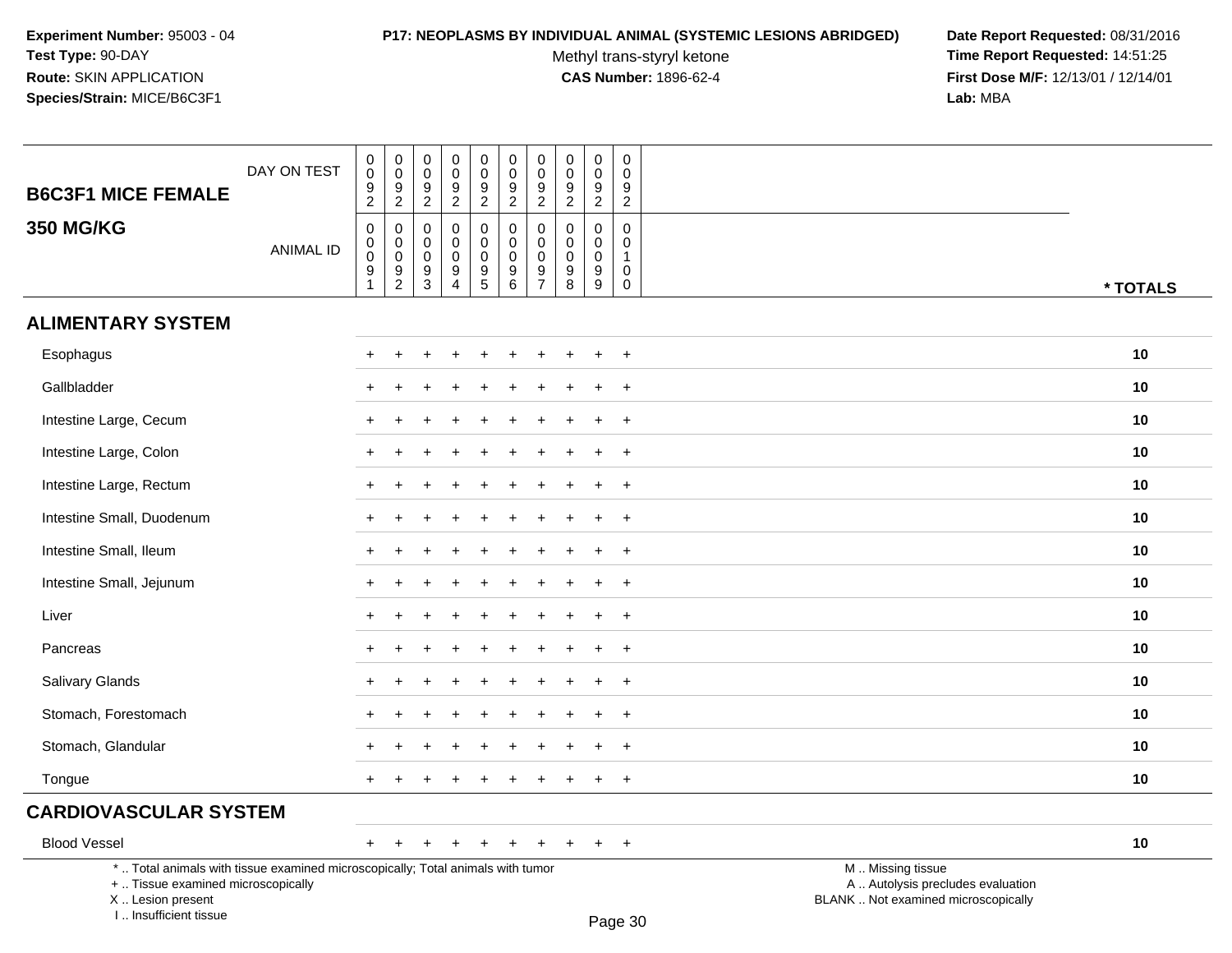**Experiment Number:** 95003 - 04
**Test Type:** 90-DAY
**Route:** SKIN APPLICATION
**Species/Strain:** MICE/B6C3F1

**P17: NEOPLASMS BY INDIVIDUAL ANIMAL (SYSTEMIC LESIONS ABRIDGED)**
Methyl trans-styryl ketone
**CAS Number:** 1896-62-4

**Date Report Requested:** 08/31/2016
**Time Report Requested:** 14:51:25
**First Dose M/F:** 12/13/01 / 12/14/01
**Lab:** MBA

## B6C3F1 MICE FEMALE
## 350 MG/KG

| DAY ON TEST | 0092 | 0092 | 0092 | 0092 | 0092 | 0092 | 0092 | 0092 | 0092 | 0092 | |
|---|---|---|---|---|---|---|---|---|---|---|---|
| ANIMAL ID | 00091 | 00092 | 00093 | 00094 | 00095 | 00096 | 00097 | 00098 | 00099 | 00100 | * TOTALS |
| **ALIMENTARY SYSTEM** | | | | | | | | | | | |
| Esophagus | + | + | + | + | + | + | + | + | + | + | 10 |
| Gallbladder | + | + | + | + | + | + | + | + | + | + | 10 |
| Intestine Large, Cecum | + | + | + | + | + | + | + | + | + | + | 10 |
| Intestine Large, Colon | + | + | + | + | + | + | + | + | + | + | 10 |
| Intestine Large, Rectum | + | + | + | + | + | + | + | + | + | + | 10 |
| Intestine Small, Duodenum | + | + | + | + | + | + | + | + | + | + | 10 |
| Intestine Small, Ileum | + | + | + | + | + | + | + | + | + | + | 10 |
| Intestine Small, Jejunum | + | + | + | + | + | + | + | + | + | + | 10 |
| Liver | + | + | + | + | + | + | + | + | + | + | 10 |
| Pancreas | + | + | + | + | + | + | + | + | + | + | 10 |
| Salivary Glands | + | + | + | + | + | + | + | + | + | + | 10 |
| Stomach, Forestomach | + | + | + | + | + | + | + | + | + | + | 10 |
| Stomach, Glandular | + | + | + | + | + | + | + | + | + | + | 10 |
| Tongue | + | + | + | + | + | + | + | + | + | + | 10 |
| **CARDIOVASCULAR SYSTEM** | | | | | | | | | | | |
| Blood Vessel | + | + | + | + | + | + | + | + | + | + | 10 |

\* .. Total animals with tissue examined microscopically; Total animals with tumor
+ .. Tissue examined microscopically
X .. Lesion present
I .. Insufficient tissue

M .. Missing tissue
A .. Autolysis precludes evaluation
BLANK .. Not examined microscopically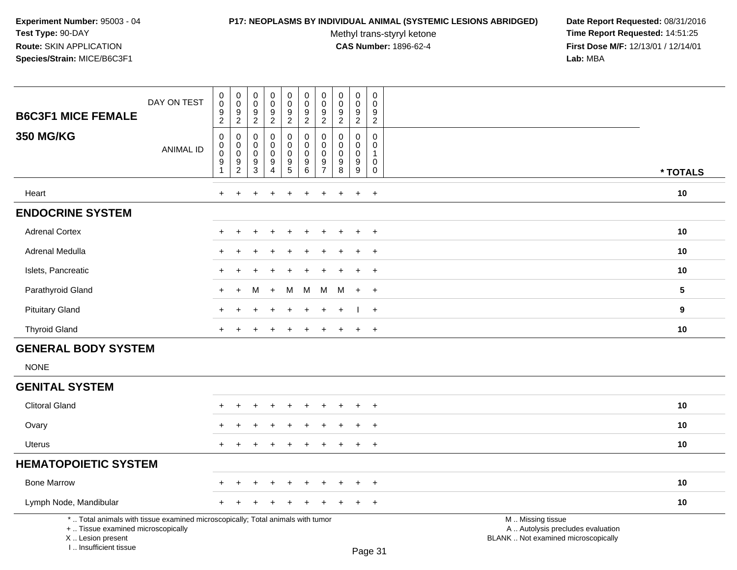**Experiment Number:** 95003 - 04
**Test Type:** 90-DAY
**Route:** SKIN APPLICATION
**Species/Strain:** MICE/B6C3F1

**P17: NEOPLASMS BY INDIVIDUAL ANIMAL (SYSTEMIC LESIONS ABRIDGED)**
Methyl trans-styryl ketone
**CAS Number:** 1896-62-4

**Date Report Requested:** 08/31/2016
**Time Report Requested:** 14:51:25
**First Dose M/F:** 12/13/01 / 12/14/01
**Lab:** MBA

| B6C3F1 MICE FEMALE 350 MG/KG | | | | | | | | | | | |
|---|---|---|---|---|---|---|---|---|---|---|---|
| DAY ON TEST | 0092 | 0092 | 0092 | 0092 | 0092 | 0092 | 0092 | 0092 | 0092 | 0092 | |
| ANIMAL ID | 00091 | 00092 | 00093 | 00094 | 00095 | 00096 | 00097 | 00098 | 00099 | 00100 | * TOTALS |
| Heart | + | + | + | + | + | + | + | + | + | + | 10 |
| **ENDOCRINE SYSTEM** | | | | | | | | | | | |
| Adrenal Cortex | + | + | + | + | + | + | + | + | + | + | 10 |
| Adrenal Medulla | + | + | + | + | + | + | + | + | + | + | 10 |
| Islets, Pancreatic | + | + | + | + | + | + | + | + | + | + | 10 |
| Parathyroid Gland | + | + | M | + | M | M | M | M | + | + | 5 |
| Pituitary Gland | + | + | + | + | + | + | + | + | I | + | 9 |
| Thyroid Gland | + | + | + | + | + | + | + | + | + | + | 10 |
| **GENERAL BODY SYSTEM** | | | | | | | | | | | |
| NONE | | | | | | | | | | | |
| **GENITAL SYSTEM** | | | | | | | | | | | |
| Clitoral Gland | + | + | + | + | + | + | + | + | + | + | 10 |
| Ovary | + | + | + | + | + | + | + | + | + | + | 10 |
| Uterus | + | + | + | + | + | + | + | + | + | + | 10 |
| **HEMATOPOIETIC SYSTEM** | | | | | | | | | | | |
| Bone Marrow | + | + | + | + | + | + | + | + | + | + | 10 |
| Lymph Node, Mandibular | + | + | + | + | + | + | + | + | + | + | 10 |

* .. Total animals with tissue examined microscopically; Total animals with tumor
+ .. Tissue examined microscopically
X .. Lesion present
I .. Insufficient tissue

M .. Missing tissue
A .. Autolysis precludes evaluation
BLANK .. Not examined microscopically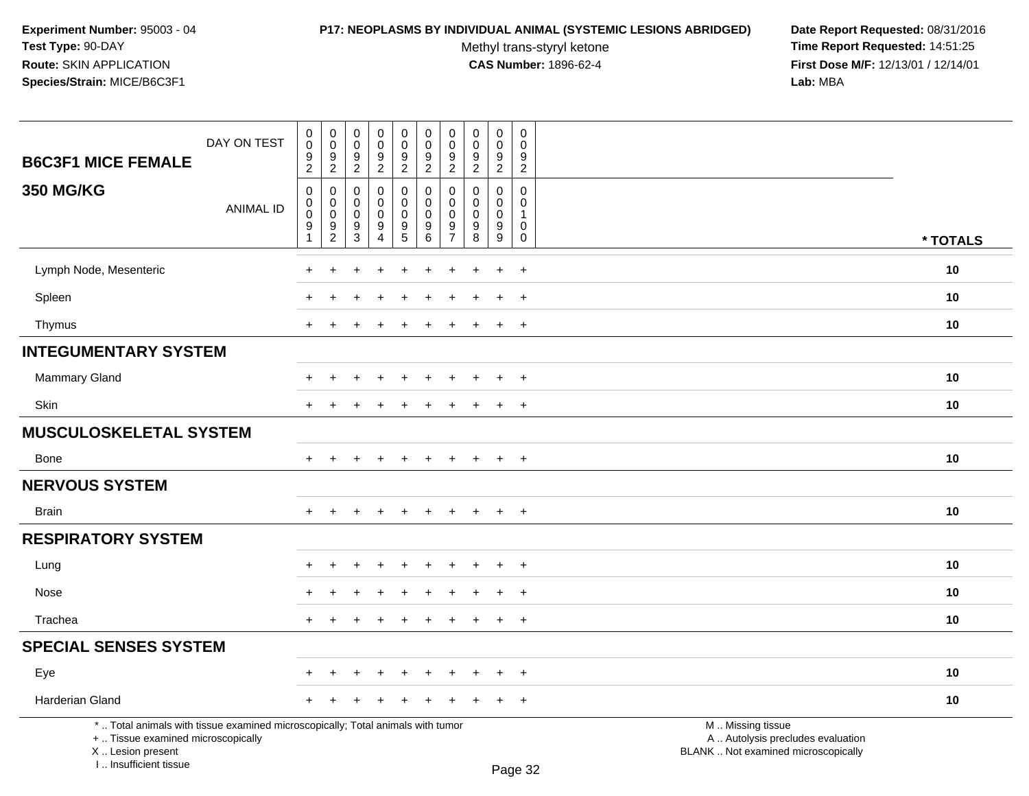**Experiment Number:** 95003 - 04
**Test Type:** 90-DAY
**Route:** SKIN APPLICATION
**Species/Strain:** MICE/B6C3F1

**P17: NEOPLASMS BY INDIVIDUAL ANIMAL (SYSTEMIC LESIONS ABRIDGED)**
Methyl trans-styryl ketone
**CAS Number:** 1896-62-4

**Date Report Requested:** 08/31/2016
**Time Report Requested:** 14:51:25
**First Dose M/F:** 12/13/01 / 12/14/01
**Lab:** MBA

| B6C3F1 MICE FEMALE — DAY ON TEST | 0092 | 0092 | 0092 | 0092 | 0092 | 0092 | 0092 | 0092 | 0092 | 0092 | |
|---|---|---|---|---|---|---|---|---|---|---|---|
| **350 MG/KG** — ANIMAL ID | 00091 | 00092 | 00093 | 00094 | 00095 | 00096 | 00097 | 00098 | 00099 | 00100 | *** TOTALS** |
| Lymph Node, Mesenteric | + | + | + | + | + | + | + | + | + | + | **10** |
| Spleen | + | + | + | + | + | + | + | + | + | + | **10** |
| Thymus | + | + | + | + | + | + | + | + | + | + | **10** |
| **INTEGUMENTARY SYSTEM** | | | | | | | | | | | |
| Mammary Gland | + | + | + | + | + | + | + | + | + | + | **10** |
| Skin | + | + | + | + | + | + | + | + | + | + | **10** |
| **MUSCULOSKELETAL SYSTEM** | | | | | | | | | | | |
| Bone | + | + | + | + | + | + | + | + | + | + | **10** |
| **NERVOUS SYSTEM** | | | | | | | | | | | |
| Brain | + | + | + | + | + | + | + | + | + | + | **10** |
| **RESPIRATORY SYSTEM** | | | | | | | | | | | |
| Lung | + | + | + | + | + | + | + | + | + | + | **10** |
| Nose | + | + | + | + | + | + | + | + | + | + | **10** |
| Trachea | + | + | + | + | + | + | + | + | + | + | **10** |
| **SPECIAL SENSES SYSTEM** | | | | | | | | | | | |
| Eye | + | + | + | + | + | + | + | + | + | + | **10** |
| Harderian Gland | + | + | + | + | + | + | + | + | + | + | **10** |

* .. Total animals with tissue examined microscopically; Total animals with tumor
+ .. Tissue examined microscopically
X .. Lesion present
I .. Insufficient tissue

M .. Missing tissue
A .. Autolysis precludes evaluation
BLANK .. Not examined microscopically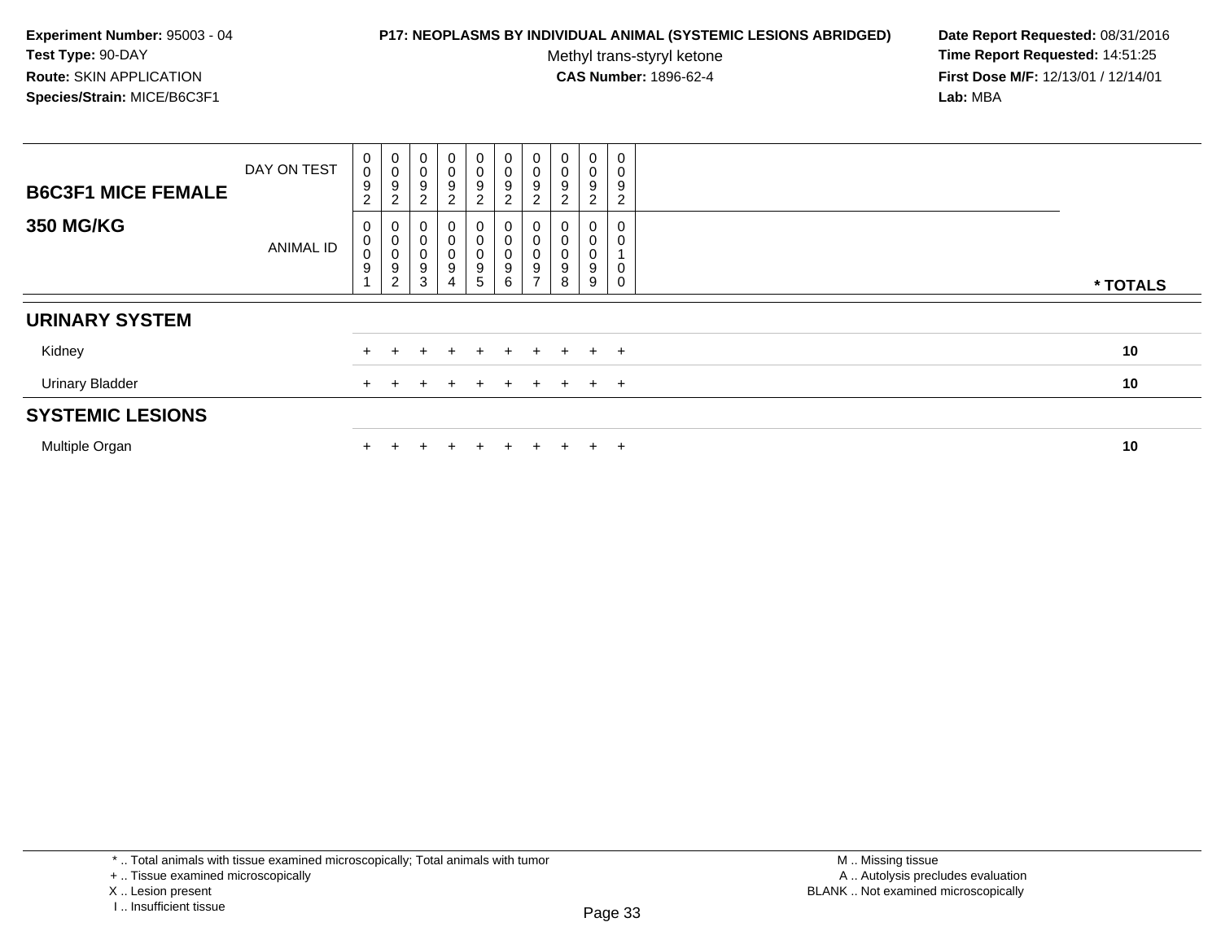**Experiment Number:** 95003 - 04
**Test Type:** 90-DAY
**Route:** SKIN APPLICATION
**Species/Strain:** MICE/B6C3F1

**P17: NEOPLASMS BY INDIVIDUAL ANIMAL (SYSTEMIC LESIONS ABRIDGED)**
Methyl trans-styryl ketone
**CAS Number:** 1896-62-4

**Date Report Requested:** 08/31/2016
**Time Report Requested:** 14:51:25
**First Dose M/F:** 12/13/01 / 12/14/01
**Lab:** MBA

| **B6C3F1 MICE FEMALE** DAY ON TEST | 0 0 9 2 | 0 0 9 2 | 0 0 9 2 | 0 0 9 2 | 0 0 9 2 | 0 0 9 2 | 0 0 9 2 | 0 0 9 2 | 0 0 9 2 | 0 0 9 2 | |
|---|---|---|---|---|---|---|---|---|---|---|---|
| **350 MG/KG** ANIMAL ID | 0 0 0 9 1 | 0 0 0 9 2 | 0 0 0 9 3 | 0 0 0 9 4 | 0 0 0 9 5 | 0 0 0 9 6 | 0 0 0 9 7 | 0 0 0 9 8 | 0 0 0 9 9 | 0 0 1 0 0 | *** TOTALS** |
| **URINARY SYSTEM** | | | | | | | | | | | |
| Kidney | + | + | + | + | + | + | + | + | + | + | **10** |
| Urinary Bladder | + | + | + | + | + | + | + | + | + | + | **10** |
| **SYSTEMIC LESIONS** | | | | | | | | | | | |
| Multiple Organ | + | + | + | + | + | + | + | + | + | + | **10** |

* .. Total animals with tissue examined microscopically; Total animals with tumor
+ .. Tissue examined microscopically
X .. Lesion present
I .. Insufficient tissue

M .. Missing tissue
A .. Autolysis precludes evaluation
BLANK .. Not examined microscopically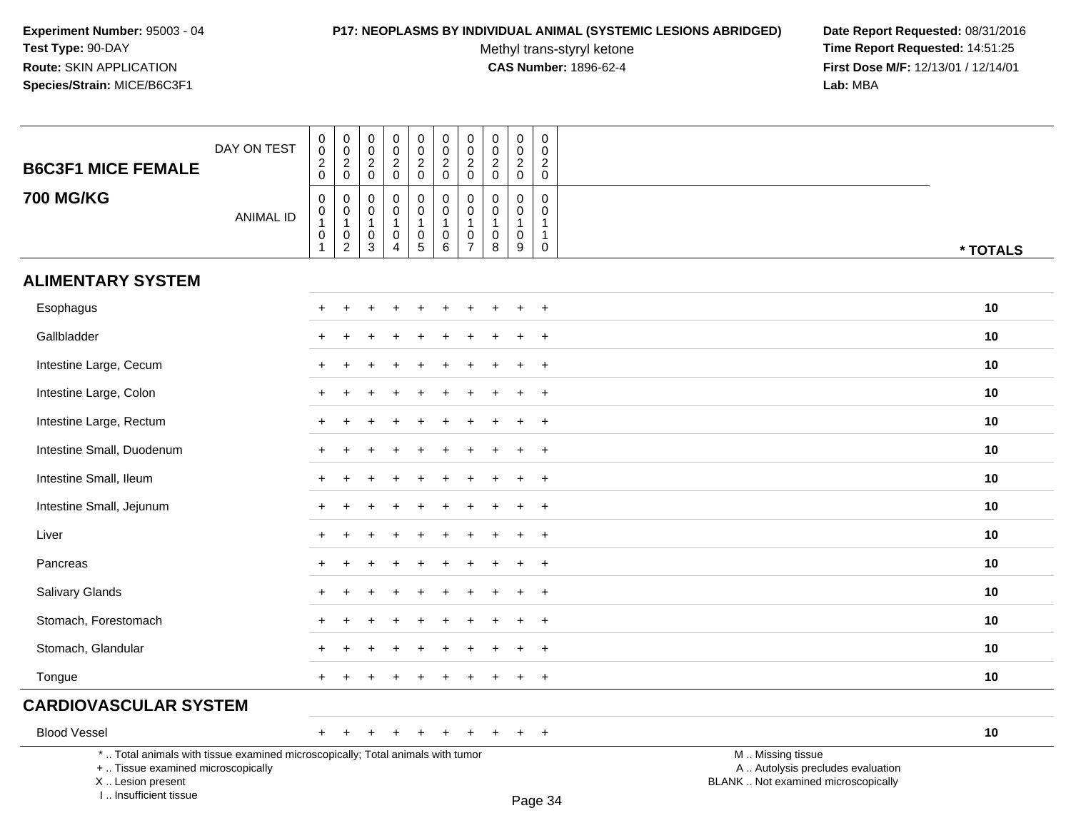**Experiment Number:** 95003 - 04
**Test Type:** 90-DAY
**Route:** SKIN APPLICATION
**Species/Strain:** MICE/B6C3F1

**P17: NEOPLASMS BY INDIVIDUAL ANIMAL (SYSTEMIC LESIONS ABRIDGED)**
Methyl trans-styryl ketone
**CAS Number:** 1896-62-4

**Date Report Requested:** 08/31/2016
**Time Report Requested:** 14:51:25
**First Dose M/F:** 12/13/01 / 12/14/01
**Lab:** MBA

| B6C3F1 MICE FEMALE | DAY ON TEST | 0020 | 0020 | 0020 | 0020 | 0020 | 0020 | 0020 | 0020 | 0020 | 0020 | |
|---|---|---|---|---|---|---|---|---|---|---|---|---|
| **700 MG/KG** | ANIMAL ID | 00101 | 00102 | 00103 | 00104 | 00105 | 00106 | 00107 | 00108 | 00109 | 00110 | * TOTALS |
| **ALIMENTARY SYSTEM** | | | | | | | | | | | | |
| Esophagus | | + | + | + | + | + | + | + | + | + | + | 10 |
| Gallbladder | | + | + | + | + | + | + | + | + | + | + | 10 |
| Intestine Large, Cecum | | + | + | + | + | + | + | + | + | + | + | 10 |
| Intestine Large, Colon | | + | + | + | + | + | + | + | + | + | + | 10 |
| Intestine Large, Rectum | | + | + | + | + | + | + | + | + | + | + | 10 |
| Intestine Small, Duodenum | | + | + | + | + | + | + | + | + | + | + | 10 |
| Intestine Small, Ileum | | + | + | + | + | + | + | + | + | + | + | 10 |
| Intestine Small, Jejunum | | + | + | + | + | + | + | + | + | + | + | 10 |
| Liver | | + | + | + | + | + | + | + | + | + | + | 10 |
| Pancreas | | + | + | + | + | + | + | + | + | + | + | 10 |
| Salivary Glands | | + | + | + | + | + | + | + | + | + | + | 10 |
| Stomach, Forestomach | | + | + | + | + | + | + | + | + | + | + | 10 |
| Stomach, Glandular | | + | + | + | + | + | + | + | + | + | + | 10 |
| Tongue | | + | + | + | + | + | + | + | + | + | + | 10 |
| **CARDIOVASCULAR SYSTEM** | | | | | | | | | | | | |
| Blood Vessel | | + | + | + | + | + | + | + | + | + | + | 10 |

\* .. Total animals with tissue examined microscopically; Total animals with tumor
\+ .. Tissue examined microscopically
X .. Lesion present
I .. Insufficient tissue

M .. Missing tissue
A .. Autolysis precludes evaluation
BLANK .. Not examined microscopically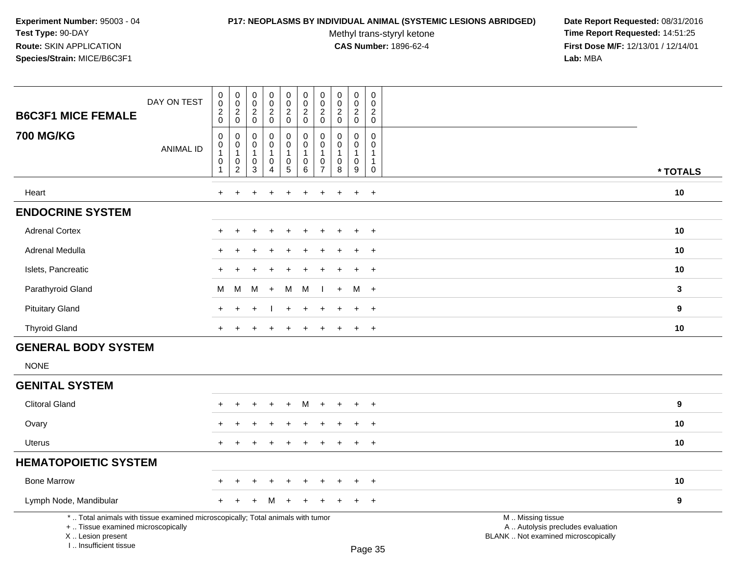**Experiment Number:** 95003 - 04
**Test Type:** 90-DAY
**Route:** SKIN APPLICATION
**Species/Strain:** MICE/B6C3F1

**P17: NEOPLASMS BY INDIVIDUAL ANIMAL (SYSTEMIC LESIONS ABRIDGED)**
Methyl trans-styryl ketone
**CAS Number:** 1896-62-4

**Date Report Requested:** 08/31/2016
**Time Report Requested:** 14:51:25
**First Dose M/F:** 12/13/01 / 12/14/01
**Lab:** MBA

| **B6C3F1 MICE FEMALE** DAY ON TEST | 0020 | 0020 | 0020 | 0020 | 0020 | 0020 | 0020 | 0020 | 0020 | 0020 | |
|---|---|---|---|---|---|---|---|---|---|---|---|
| **700 MG/KG** ANIMAL ID | 00101 | 00102 | 00103 | 00104 | 00105 | 00106 | 00107 | 00108 | 00109 | 00110 | *** TOTALS** |
| Heart | + | + | + | + | + | + | + | + | + | + | **10** |
| **ENDOCRINE SYSTEM** | | | | | | | | | | | |
| Adrenal Cortex | + | + | + | + | + | + | + | + | + | + | **10** |
| Adrenal Medulla | + | + | + | + | + | + | + | + | + | + | **10** |
| Islets, Pancreatic | + | + | + | + | + | + | + | + | + | + | **10** |
| Parathyroid Gland | M | M | M | + | M | M | I | + | M | + | **3** |
| Pituitary Gland | + | + | + | I | + | + | + | + | + | + | **9** |
| Thyroid Gland | + | + | + | + | + | + | + | + | + | + | **10** |
| **GENERAL BODY SYSTEM** | | | | | | | | | | | |
| NONE | | | | | | | | | | | |
| **GENITAL SYSTEM** | | | | | | | | | | | |
| Clitoral Gland | + | + | + | + | + | M | + | + | + | + | **9** |
| Ovary | + | + | + | + | + | + | + | + | + | + | **10** |
| Uterus | + | + | + | + | + | + | + | + | + | + | **10** |
| **HEMATOPOIETIC SYSTEM** | | | | | | | | | | | |
| Bone Marrow | + | + | + | + | + | + | + | + | + | + | **10** |
| Lymph Node, Mandibular | + | + | + | M | + | + | + | + | + | + | **9** |

* .. Total animals with tissue examined microscopically; Total animals with tumor
+ .. Tissue examined microscopically
X .. Lesion present
I .. Insufficient tissue

M .. Missing tissue
A .. Autolysis precludes evaluation
BLANK .. Not examined microscopically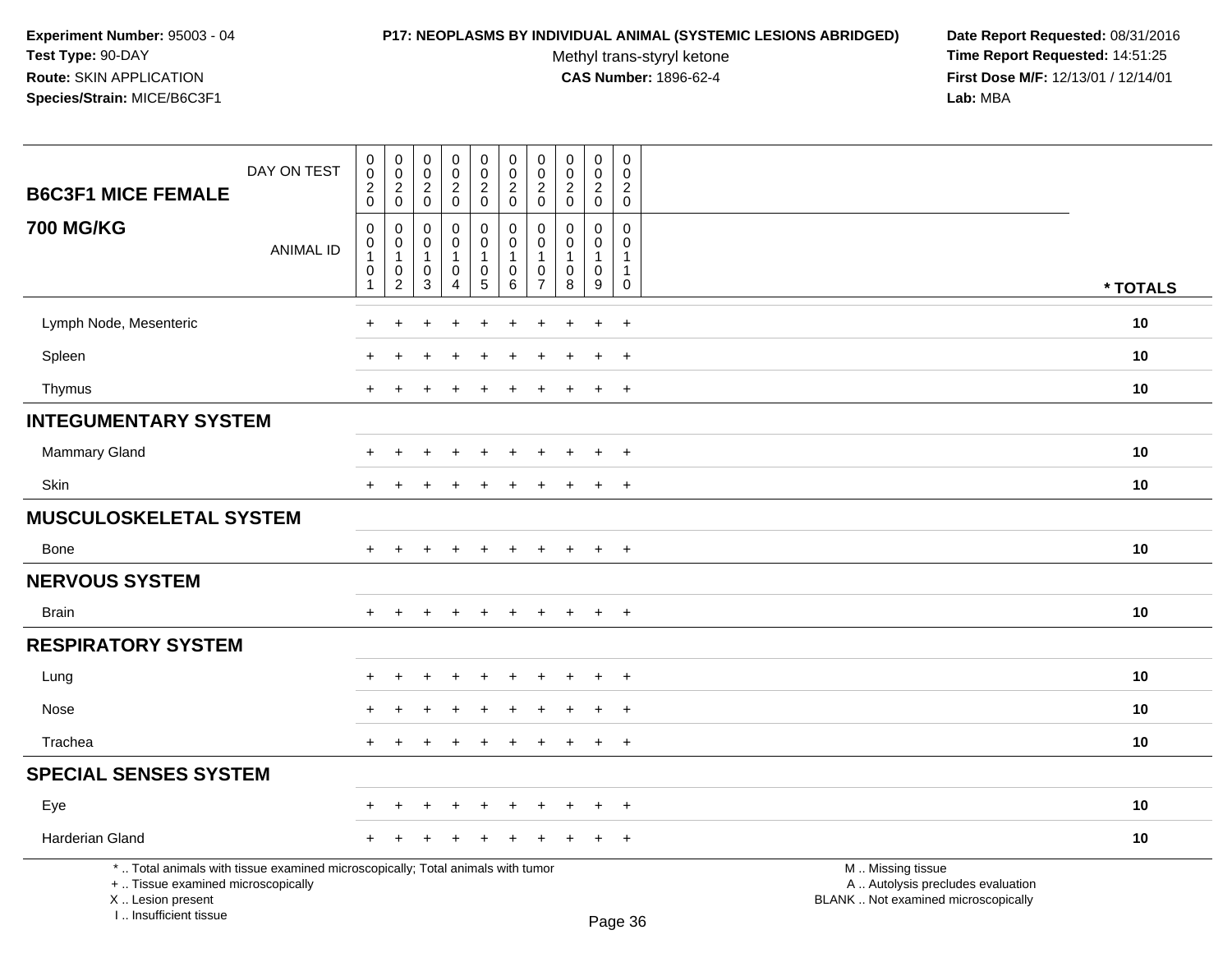**Experiment Number:** 95003 - 04
**Test Type:** 90-DAY
**Route:** SKIN APPLICATION
**Species/Strain:** MICE/B6C3F1

**P17: NEOPLASMS BY INDIVIDUAL ANIMAL (SYSTEMIC LESIONS ABRIDGED)**
Methyl trans-styryl ketone
**CAS Number:** 1896-62-4

**Date Report Requested:** 08/31/2016
**Time Report Requested:** 14:51:25
**First Dose M/F:** 12/13/01 / 12/14/01
**Lab:** MBA

| B6C3F1 MICE FEMALE 700 MG/KG | | | | | | | | | | | |
|---|---|---|---|---|---|---|---|---|---|---|---|
| DAY ON TEST | 0020 | 0020 | 0020 | 0020 | 0020 | 0020 | 0020 | 0020 | 0020 | 0020 | |
| ANIMAL ID | 00101 | 00102 | 00103 | 00104 | 00105 | 00106 | 00107 | 00108 | 00109 | 00110 | * TOTALS |
| Lymph Node, Mesenteric | + | + | + | + | + | + | + | + | + | + | 10 |
| Spleen | + | + | + | + | + | + | + | + | + | + | 10 |
| Thymus | + | + | + | + | + | + | + | + | + | + | 10 |
| **INTEGUMENTARY SYSTEM** | | | | | | | | | | | |
| Mammary Gland | + | + | + | + | + | + | + | + | + | + | 10 |
| Skin | + | + | + | + | + | + | + | + | + | + | 10 |
| **MUSCULOSKELETAL SYSTEM** | | | | | | | | | | | |
| Bone | + | + | + | + | + | + | + | + | + | + | 10 |
| **NERVOUS SYSTEM** | | | | | | | | | | | |
| Brain | + | + | + | + | + | + | + | + | + | + | 10 |
| **RESPIRATORY SYSTEM** | | | | | | | | | | | |
| Lung | + | + | + | + | + | + | + | + | + | + | 10 |
| Nose | + | + | + | + | + | + | + | + | + | + | 10 |
| Trachea | + | + | + | + | + | + | + | + | + | + | 10 |
| **SPECIAL SENSES SYSTEM** | | | | | | | | | | | |
| Eye | + | + | + | + | + | + | + | + | + | + | 10 |
| Harderian Gland | + | + | + | + | + | + | + | + | + | + | 10 |

\* .. Total animals with tissue examined microscopically; Total animals with tumor
\+ .. Tissue examined microscopically
X .. Lesion present
I .. Insufficient tissue

M .. Missing tissue
A .. Autolysis precludes evaluation
BLANK .. Not examined microscopically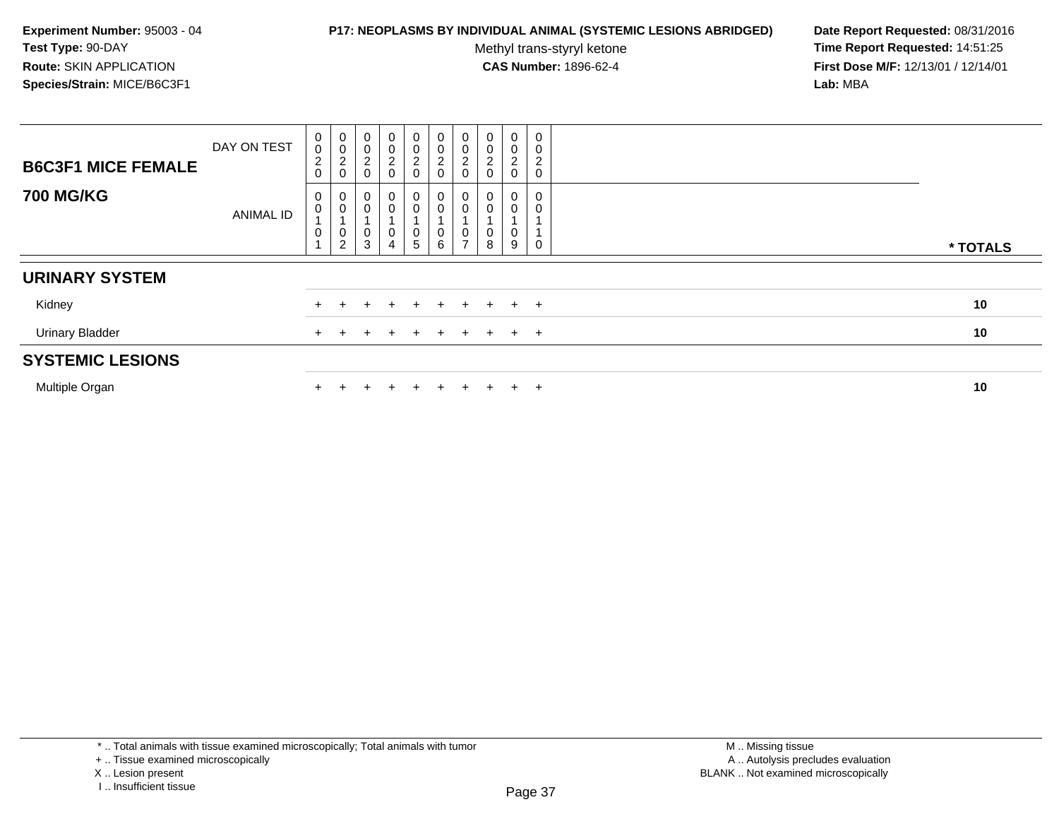**Experiment Number:** 95003 - 04
**Test Type:** 90-DAY
**Route:** SKIN APPLICATION
**Species/Strain:** MICE/B6C3F1

**P17: NEOPLASMS BY INDIVIDUAL ANIMAL (SYSTEMIC LESIONS ABRIDGED)**
Methyl trans-styryl ketone
**CAS Number:** 1896-62-4

**Date Report Requested:** 08/31/2016
**Time Report Requested:** 14:51:25
**First Dose M/F:** 12/13/01 / 12/14/01
**Lab:** MBA

| B6C3F1 MICE FEMALE 700 MG/KG | | | | | | | | | | | |
|---|---|---|---|---|---|---|---|---|---|---|---|
| DAY ON TEST | 0020 | 0020 | 0020 | 0020 | 0020 | 0020 | 0020 | 0020 | 0020 | 0020 | |
| ANIMAL ID | 00101 | 00102 | 00103 | 00104 | 00105 | 00106 | 00107 | 00108 | 00109 | 00110 | * TOTALS |
| **URINARY SYSTEM** | | | | | | | | | | | |
| Kidney | + | + | + | + | + | + | + | + | + | + | 10 |
| Urinary Bladder | + | + | + | + | + | + | + | + | + | + | 10 |
| **SYSTEMIC LESIONS** | | | | | | | | | | | |
| Multiple Organ | + | + | + | + | + | + | + | + | + | + | 10 |

\* .. Total animals with tissue examined microscopically; Total animals with tumor
\+ .. Tissue examined microscopically
X .. Lesion present
I .. Insufficient tissue

M .. Missing tissue
A .. Autolysis precludes evaluation
BLANK .. Not examined microscopically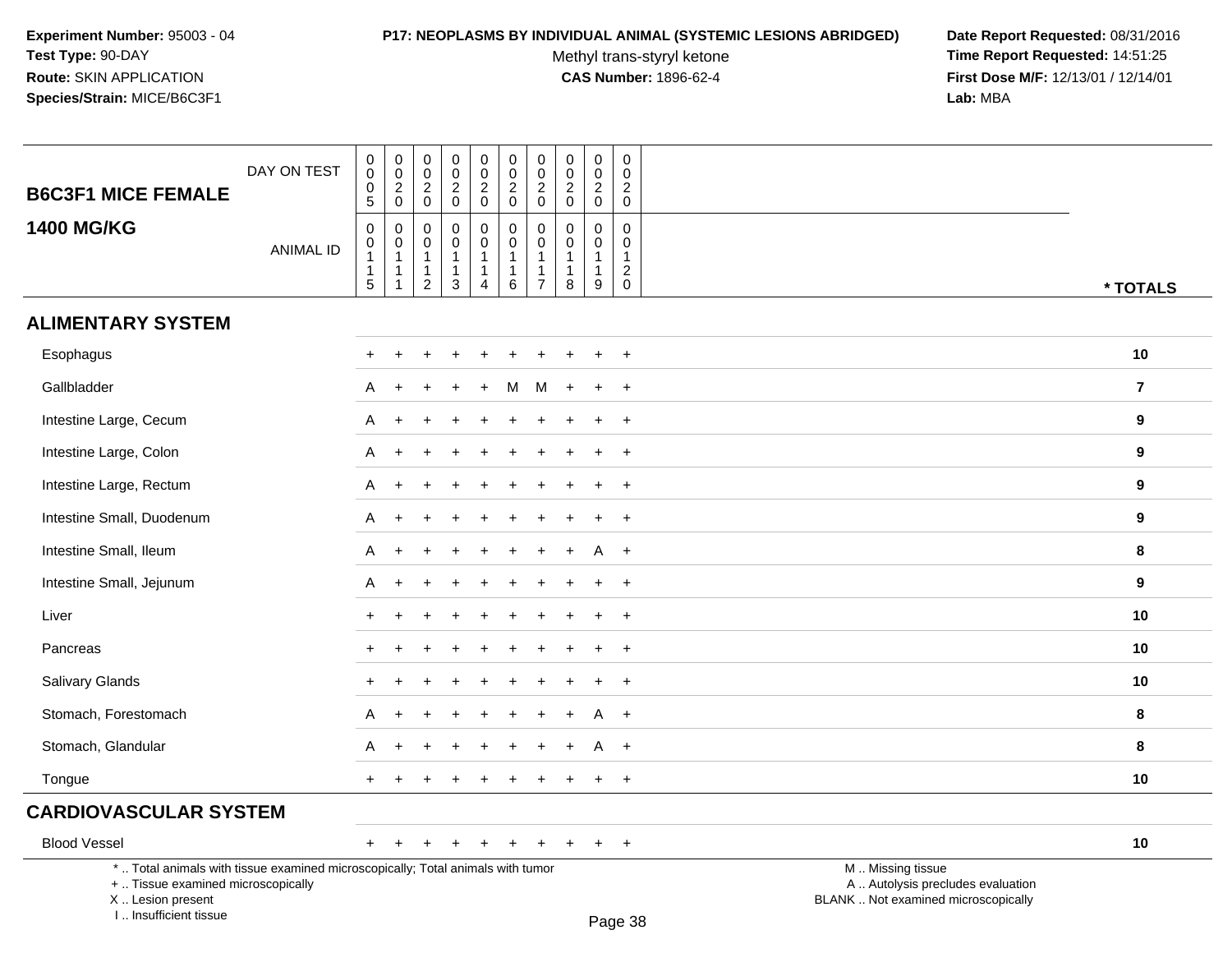**Experiment Number:** 95003 - 04
**Test Type:** 90-DAY
**Route:** SKIN APPLICATION
**Species/Strain:** MICE/B6C3F1

**P17: NEOPLASMS BY INDIVIDUAL ANIMAL (SYSTEMIC LESIONS ABRIDGED)**
Methyl trans-styryl ketone
**CAS Number:** 1896-62-4

**Date Report Requested:** 08/31/2016
**Time Report Requested:** 14:51:25
**First Dose M/F:** 12/13/01 / 12/14/01
**Lab:** MBA

| B6C3F1 MICE FEMALE 1400 MG/KG | | | | | | | | | | | |
|---|---|---|---|---|---|---|---|---|---|---|---|
| DAY ON TEST | 0005 | 0020 | 0020 | 0020 | 0020 | 0020 | 0020 | 0020 | 0020 | 0020 | |
| ANIMAL ID | 00115 | 00111 | 00112 | 00113 | 00114 | 00116 | 00117 | 00118 | 00119 | 00120 | * TOTALS |
| **ALIMENTARY SYSTEM** | | | | | | | | | | | |
| Esophagus | + | + | + | + | + | + | + | + | + | + | 10 |
| Gallbladder | A | + | + | + | + | M | M | + | + | + | 7 |
| Intestine Large, Cecum | A | + | + | + | + | + | + | + | + | + | 9 |
| Intestine Large, Colon | A | + | + | + | + | + | + | + | + | + | 9 |
| Intestine Large, Rectum | A | + | + | + | + | + | + | + | + | + | 9 |
| Intestine Small, Duodenum | A | + | + | + | + | + | + | + | + | + | 9 |
| Intestine Small, Ileum | A | + | + | + | + | + | + | + | A | + | 8 |
| Intestine Small, Jejunum | A | + | + | + | + | + | + | + | + | + | 9 |
| Liver | + | + | + | + | + | + | + | + | + | + | 10 |
| Pancreas | + | + | + | + | + | + | + | + | + | + | 10 |
| Salivary Glands | + | + | + | + | + | + | + | + | + | + | 10 |
| Stomach, Forestomach | A | + | + | + | + | + | + | + | A | + | 8 |
| Stomach, Glandular | A | + | + | + | + | + | + | + | A | + | 8 |
| Tongue | + | + | + | + | + | + | + | + | + | + | 10 |
| **CARDIOVASCULAR SYSTEM** | | | | | | | | | | | |
| Blood Vessel | + | + | + | + | + | + | + | + | + | + | 10 |

* .. Total animals with tissue examined microscopically; Total animals with tumor
+ .. Tissue examined microscopically
X .. Lesion present
I .. Insufficient tissue

M .. Missing tissue
A .. Autolysis precludes evaluation
BLANK .. Not examined microscopically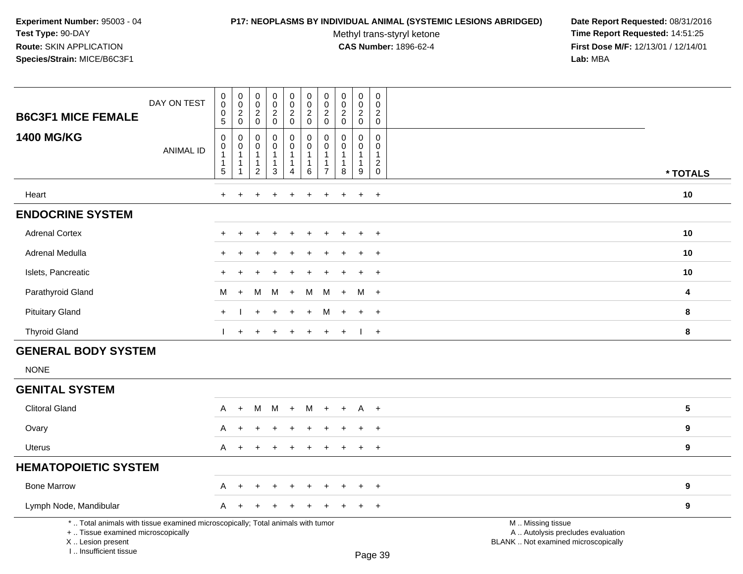**Experiment Number:** 95003 - 04
**Test Type:** 90-DAY
**Route:** SKIN APPLICATION
**Species/Strain:** MICE/B6C3F1

**P17: NEOPLASMS BY INDIVIDUAL ANIMAL (SYSTEMIC LESIONS ABRIDGED)**
Methyl trans-styryl ketone
**CAS Number:** 1896-62-4

**Date Report Requested:** 08/31/2016
**Time Report Requested:** 14:51:25
**First Dose M/F:** 12/13/01 / 12/14/01
**Lab:** MBA

| B6C3F1 MICE FEMALE 1400 MG/KG | | | | | | | | | | | |
|---|---|---|---|---|---|---|---|---|---|---|---|
| DAY ON TEST | 0005 | 0020 | 0020 | 0020 | 0020 | 0020 | 0020 | 0020 | 0020 | 0020 | |
| ANIMAL ID | 00115 | 00111 | 00112 | 00113 | 00114 | 00116 | 00117 | 00118 | 00119 | 00120 | * TOTALS |
| Heart | + | + | + | + | + | + | + | + | + | + | 10 |
| **ENDOCRINE SYSTEM** | | | | | | | | | | | |
| Adrenal Cortex | + | + | + | + | + | + | + | + | + | + | 10 |
| Adrenal Medulla | + | + | + | + | + | + | + | + | + | + | 10 |
| Islets, Pancreatic | + | + | + | + | + | + | + | + | + | + | 10 |
| Parathyroid Gland | M | + | M | M | + | M | M | + | M | + | 4 |
| Pituitary Gland | + | I | + | + | + | + | M | + | + | + | 8 |
| Thyroid Gland | I | + | + | + | + | + | + | + | I | + | 8 |
| **GENERAL BODY SYSTEM** | | | | | | | | | | | |
| NONE | | | | | | | | | | | |
| **GENITAL SYSTEM** | | | | | | | | | | | |
| Clitoral Gland | A | + | M | M | + | M | + | + | A | + | 5 |
| Ovary | A | + | + | + | + | + | + | + | + | + | 9 |
| Uterus | A | + | + | + | + | + | + | + | + | + | 9 |
| **HEMATOPOIETIC SYSTEM** | | | | | | | | | | | |
| Bone Marrow | A | + | + | + | + | + | + | + | + | + | 9 |
| Lymph Node, Mandibular | A | + | + | + | + | + | + | + | + | + | 9 |

* .. Total animals with tissue examined microscopically; Total animals with tumor
+ .. Tissue examined microscopically
X .. Lesion present
I .. Insufficient tissue

M .. Missing tissue
A .. Autolysis precludes evaluation
BLANK .. Not examined microscopically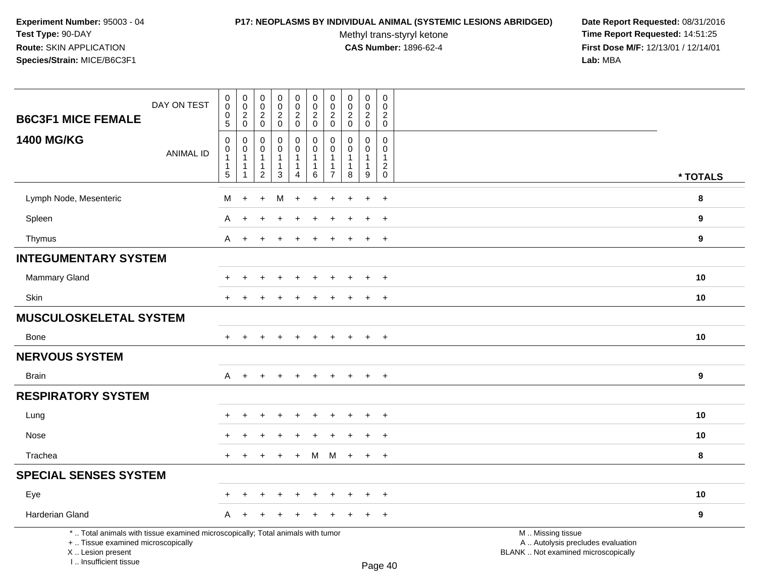**Experiment Number:** 95003 - 04
**Test Type:** 90-DAY
**Route:** SKIN APPLICATION
**Species/Strain:** MICE/B6C3F1

**P17: NEOPLASMS BY INDIVIDUAL ANIMAL (SYSTEMIC LESIONS ABRIDGED)**
Methyl trans-styryl ketone
**CAS Number:** 1896-62-4

**Date Report Requested:** 08/31/2016
**Time Report Requested:** 14:51:25
**First Dose M/F:** 12/13/01 / 12/14/01
**Lab:** MBA

| B6C3F1 MICE FEMALE 1400 MG/KG | | | | | | | | | | | |
|---|---|---|---|---|---|---|---|---|---|---|---|
| DAY ON TEST | 0005 | 0020 | 0020 | 0020 | 0020 | 0020 | 0020 | 0020 | 0020 | 0020 | |
| ANIMAL ID | 00115 | 00111 | 00112 | 00113 | 00114 | 00116 | 00117 | 00118 | 00119 | 00120 | * TOTALS |
| Lymph Node, Mesenteric | M | + | + | M | + | + | + | + | + | + | 8 |
| Spleen | A | + | + | + | + | + | + | + | + | + | 9 |
| Thymus | A | + | + | + | + | + | + | + | + | + | 9 |
| **INTEGUMENTARY SYSTEM** | | | | | | | | | | | |
| Mammary Gland | + | + | + | + | + | + | + | + | + | + | 10 |
| Skin | + | + | + | + | + | + | + | + | + | + | 10 |
| **MUSCULOSKELETAL SYSTEM** | | | | | | | | | | | |
| Bone | + | + | + | + | + | + | + | + | + | + | 10 |
| **NERVOUS SYSTEM** | | | | | | | | | | | |
| Brain | A | + | + | + | + | + | + | + | + | + | 9 |
| **RESPIRATORY SYSTEM** | | | | | | | | | | | |
| Lung | + | + | + | + | + | + | + | + | + | + | 10 |
| Nose | + | + | + | + | + | + | + | + | + | + | 10 |
| Trachea | + | + | + | + | + | M | M | + | + | + | 8 |
| **SPECIAL SENSES SYSTEM** | | | | | | | | | | | |
| Eye | + | + | + | + | + | + | + | + | + | + | 10 |
| Harderian Gland | A | + | + | + | + | + | + | + | + | + | 9 |

\* .. Total animals with tissue examined microscopically; Total animals with tumor
\+ .. Tissue examined microscopically
X .. Lesion present
I .. Insufficient tissue

M .. Missing tissue
A .. Autolysis precludes evaluation
BLANK .. Not examined microscopically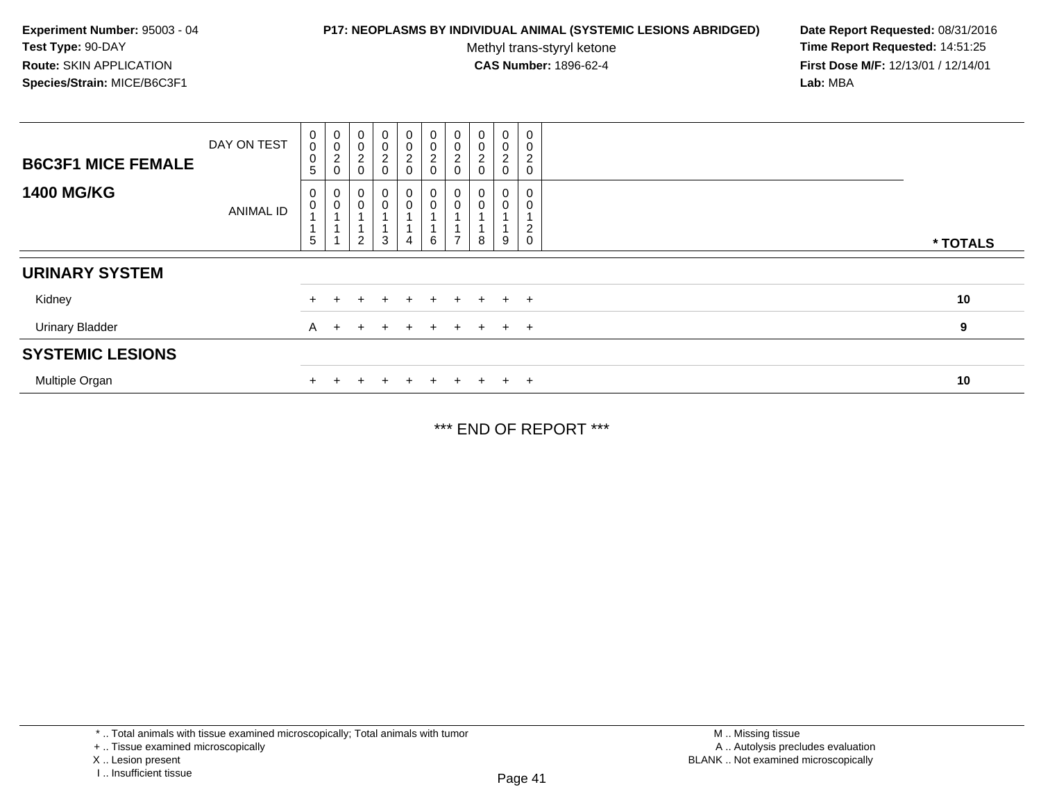**Experiment Number:** 95003 - 04
**Test Type:** 90-DAY
**Route:** SKIN APPLICATION
**Species/Strain:** MICE/B6C3F1

**P17: NEOPLASMS BY INDIVIDUAL ANIMAL (SYSTEMIC LESIONS ABRIDGED)**
Methyl trans-styryl ketone
**CAS Number:** 1896-62-4

**Date Report Requested:** 08/31/2016
**Time Report Requested:** 14:51:25
**First Dose M/F:** 12/13/01 / 12/14/01
**Lab:** MBA

| **B6C3F1 MICE FEMALE** DAY ON TEST | 0005 | 0020 | 0020 | 0020 | 0020 | 0020 | 0020 | 0020 | 0020 | 0020 | |
|---|---|---|---|---|---|---|---|---|---|---|---|
| **1400 MG/KG** ANIMAL ID | 00115 | 00111 | 00112 | 00113 | 00114 | 00116 | 00117 | 00118 | 00119 | 00120 | *** TOTALS** |
| **URINARY SYSTEM** | | | | | | | | | | | |
| Kidney | + | + | + | + | + | + | + | + | + | + | **10** |
| Urinary Bladder | A | + | + | + | + | + | + | + | + | + | **9** |
| **SYSTEMIC LESIONS** | | | | | | | | | | | |
| Multiple Organ | + | + | + | + | + | + | + | + | + | + | **10** |

*** END OF REPORT ***

* .. Total animals with tissue examined microscopically; Total animals with tumor
+ .. Tissue examined microscopically
X .. Lesion present
I .. Insufficient tissue

M .. Missing tissue
A .. Autolysis precludes evaluation
BLANK .. Not examined microscopically